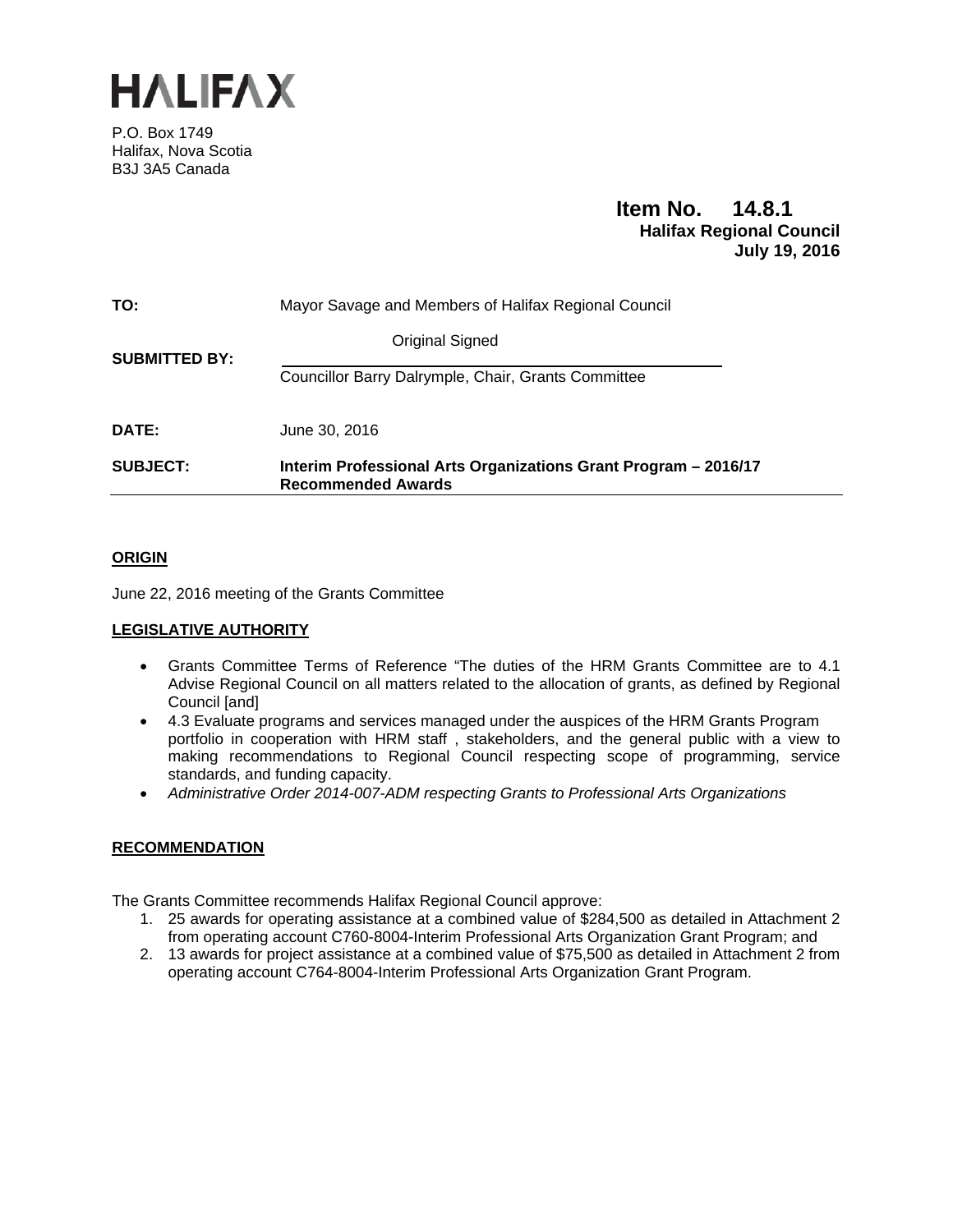# HALIFAX

P.O. Box 1749
Halifax, Nova Scotia
B3J 3A5 Canada

**Item No. 14.8.1**
**Halifax Regional Council**
**July 19, 2016**

| | |
|---|---|
| **TO:** | Mayor Savage and Members of Halifax Regional Council |
| **SUBMITTED BY:** | Original Signed<br>Councillor Barry Dalrymple, Chair, Grants Committee |
| **DATE:** | June 30, 2016 |
| **SUBJECT:** | **Interim Professional Arts Organizations Grant Program – 2016/17 Recommended Awards** |

## ORIGIN

June 22, 2016 meeting of the Grants Committee

## LEGISLATIVE AUTHORITY

- Grants Committee Terms of Reference "The duties of the HRM Grants Committee are to 4.1 Advise Regional Council on all matters related to the allocation of grants, as defined by Regional Council [and]
- 4.3 Evaluate programs and services managed under the auspices of the HRM Grants Program portfolio in cooperation with HRM staff , stakeholders, and the general public with a view to making recommendations to Regional Council respecting scope of programming, service standards, and funding capacity.
- *Administrative Order 2014-007-ADM respecting Grants to Professional Arts Organizations*

## RECOMMENDATION

The Grants Committee recommends Halifax Regional Council approve:

1. 25 awards for operating assistance at a combined value of $284,500 as detailed in Attachment 2 from operating account C760-8004-Interim Professional Arts Organization Grant Program; and
2. 13 awards for project assistance at a combined value of $75,500 as detailed in Attachment 2 from operating account C764-8004-Interim Professional Arts Organization Grant Program.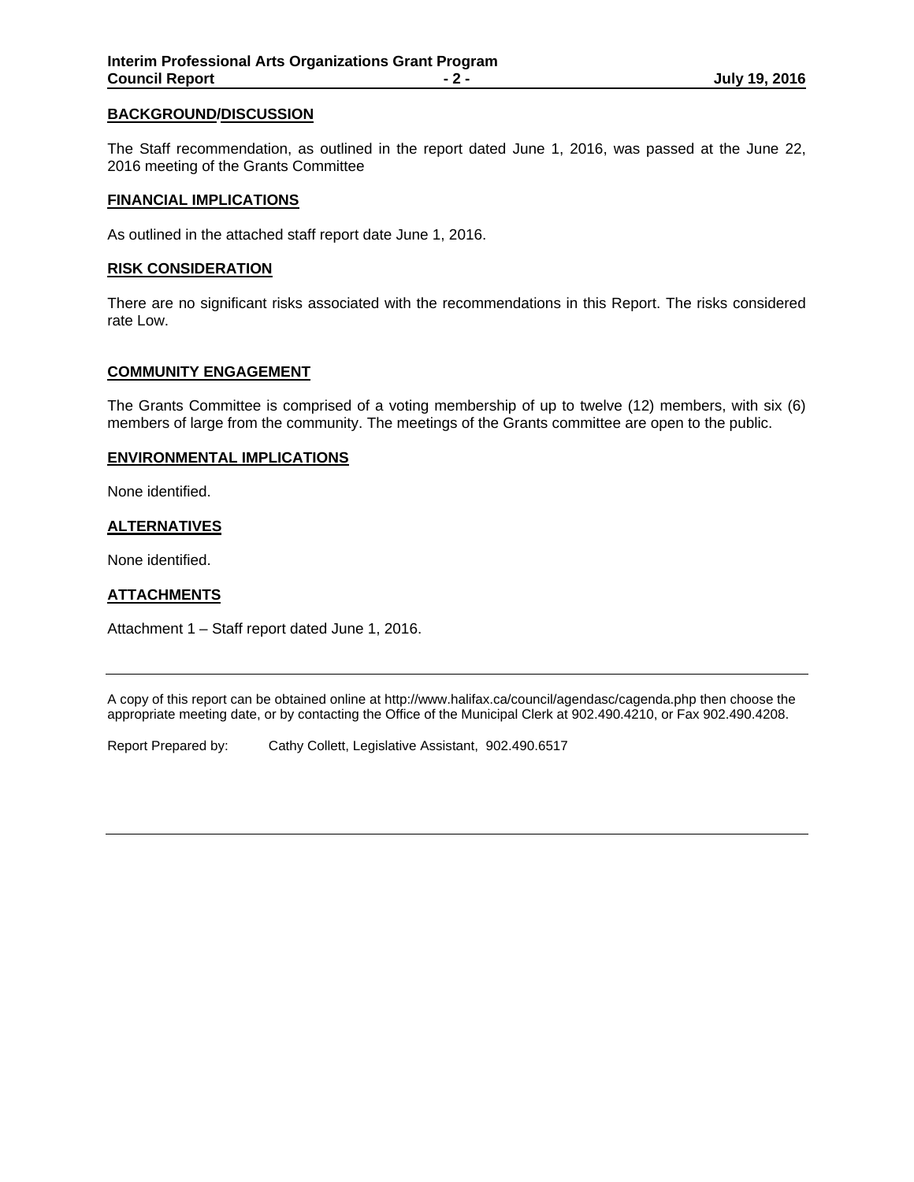## BACKGROUND/DISCUSSION

The Staff recommendation, as outlined in the report dated June 1, 2016, was passed at the June 22, 2016 meeting of the Grants Committee

## FINANCIAL IMPLICATIONS

As outlined in the attached staff report date June 1, 2016.

## RISK CONSIDERATION

There are no significant risks associated with the recommendations in this Report. The risks considered rate Low.

## COMMUNITY ENGAGEMENT

The Grants Committee is comprised of a voting membership of up to twelve (12) members, with six (6) members of large from the community. The meetings of the Grants committee are open to the public.

## ENVIRONMENTAL IMPLICATIONS

None identified.

## ALTERNATIVES

None identified.

## ATTACHMENTS

Attachment 1 – Staff report dated June 1, 2016.

---

A copy of this report can be obtained online at http://www.halifax.ca/council/agendasc/cagenda.php then choose the appropriate meeting date, or by contacting the Office of the Municipal Clerk at 902.490.4210, or Fax 902.490.4208.

Report Prepared by: Cathy Collett, Legislative Assistant, 902.490.6517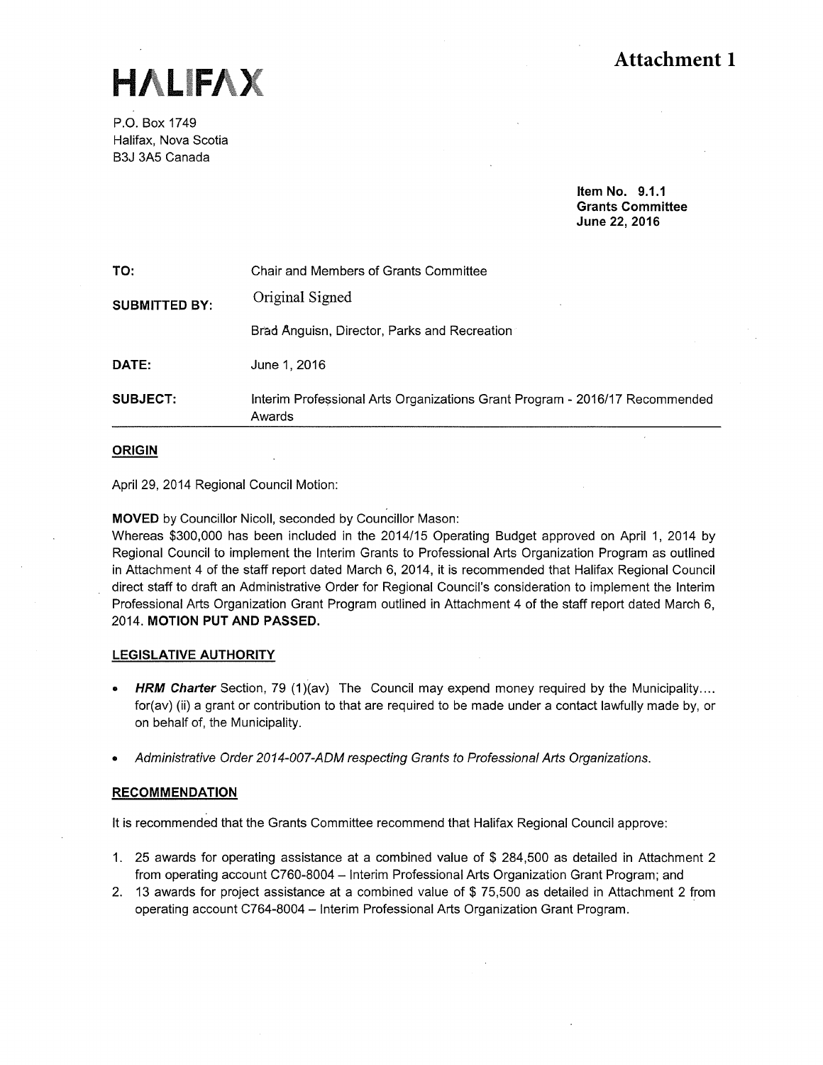# Attachment 1

**HALIFAX**

P.O. Box 1749
Halifax, Nova Scotia
B3J 3A5 Canada

**Item No. 9.1.1**
**Grants Committee**
**June 22, 2016**

| | |
|---|---|
| **TO:** | Chair and Members of Grants Committee |
| **SUBMITTED BY:** | Original Signed<br>Brad Anguisn, Director, Parks and Recreation |
| **DATE:** | June 1, 2016 |
| **SUBJECT:** | Interim Professional Arts Organizations Grant Program - 2016/17 Recommended Awards |

## ORIGIN

April 29, 2014 Regional Council Motion:

**MOVED** by Councillor Nicoll, seconded by Councillor Mason:
Whereas $300,000 has been included in the 2014/15 Operating Budget approved on April 1, 2014 by Regional Council to implement the Interim Grants to Professional Arts Organization Program as outlined in Attachment 4 of the staff report dated March 6, 2014, it is recommended that Halifax Regional Council direct staff to draft an Administrative Order for Regional Council's consideration to implement the Interim Professional Arts Organization Grant Program outlined in Attachment 4 of the staff report dated March 6, 2014. **MOTION PUT AND PASSED.**

## LEGISLATIVE AUTHORITY

- ***HRM Charter*** Section, 79 (1)(av) The Council may expend money required by the Municipality.... for(av) (ii) a grant or contribution to that are required to be made under a contact lawfully made by, or on behalf of, the Municipality.
- *Administrative Order 2014-007-ADM respecting Grants to Professional Arts Organizations.*

## RECOMMENDATION

It is recommended that the Grants Committee recommend that Halifax Regional Council approve:

1. 25 awards for operating assistance at a combined value of $ 284,500 as detailed in Attachment 2 from operating account C760-8004 – Interim Professional Arts Organization Grant Program; and
2. 13 awards for project assistance at a combined value of $ 75,500 as detailed in Attachment 2 from operating account C764-8004 – Interim Professional Arts Organization Grant Program.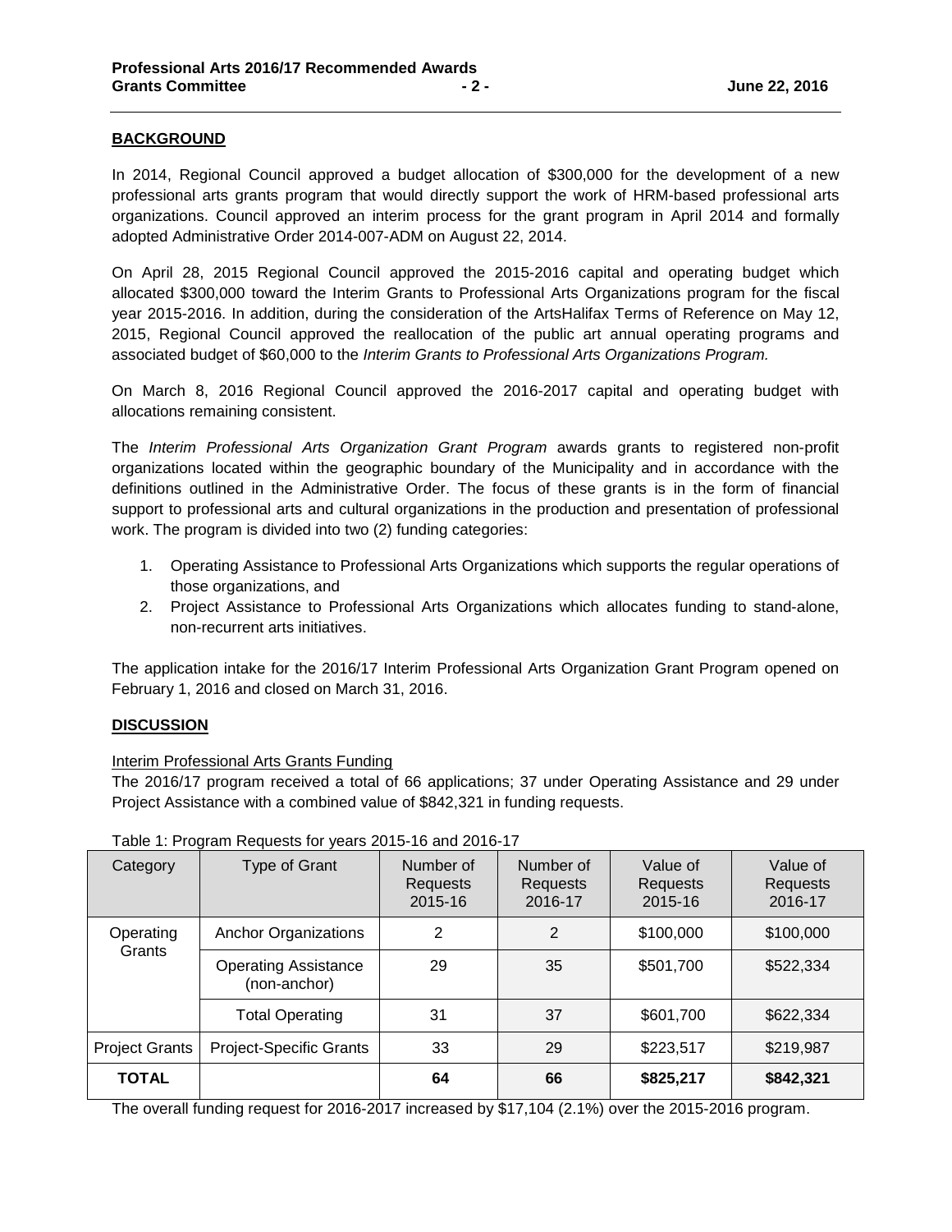## BACKGROUND

In 2014, Regional Council approved a budget allocation of $300,000 for the development of a new professional arts grants program that would directly support the work of HRM-based professional arts organizations. Council approved an interim process for the grant program in April 2014 and formally adopted Administrative Order 2014-007-ADM on August 22, 2014.

On April 28, 2015 Regional Council approved the 2015-2016 capital and operating budget which allocated $300,000 toward the Interim Grants to Professional Arts Organizations program for the fiscal year 2015-2016. In addition, during the consideration of the ArtsHalifax Terms of Reference on May 12, 2015, Regional Council approved the reallocation of the public art annual operating programs and associated budget of $60,000 to the *Interim Grants to Professional Arts Organizations Program.*

On March 8, 2016 Regional Council approved the 2016-2017 capital and operating budget with allocations remaining consistent.

The *Interim Professional Arts Organization Grant Program* awards grants to registered non-profit organizations located within the geographic boundary of the Municipality and in accordance with the definitions outlined in the Administrative Order. The focus of these grants is in the form of financial support to professional arts and cultural organizations in the production and presentation of professional work. The program is divided into two (2) funding categories:

1. Operating Assistance to Professional Arts Organizations which supports the regular operations of those organizations, and
2. Project Assistance to Professional Arts Organizations which allocates funding to stand-alone, non-recurrent arts initiatives.

The application intake for the 2016/17 Interim Professional Arts Organization Grant Program opened on February 1, 2016 and closed on March 31, 2016.

## DISCUSSION

Interim Professional Arts Grants Funding

The 2016/17 program received a total of 66 applications; 37 under Operating Assistance and 29 under Project Assistance with a combined value of $842,321 in funding requests.

Table 1: Program Requests for years 2015-16 and 2016-17

| Category | Type of Grant | Number of Requests 2015-16 | Number of Requests 2016-17 | Value of Requests 2015-16 | Value of Requests 2016-17 |
|---|---|---|---|---|---|
| Operating Grants | Anchor Organizations | 2 | 2 | $100,000 | $100,000 |
| | Operating Assistance (non-anchor) | 29 | 35 | $501,700 | $522,334 |
| | Total Operating | 31 | 37 | $601,700 | $622,334 |
| Project Grants | Project-Specific Grants | 33 | 29 | $223,517 | $219,987 |
| **TOTAL** | | **64** | **66** | **$825,217** | **$842,321** |

The overall funding request for 2016-2017 increased by $17,104 (2.1%) over the 2015-2016 program.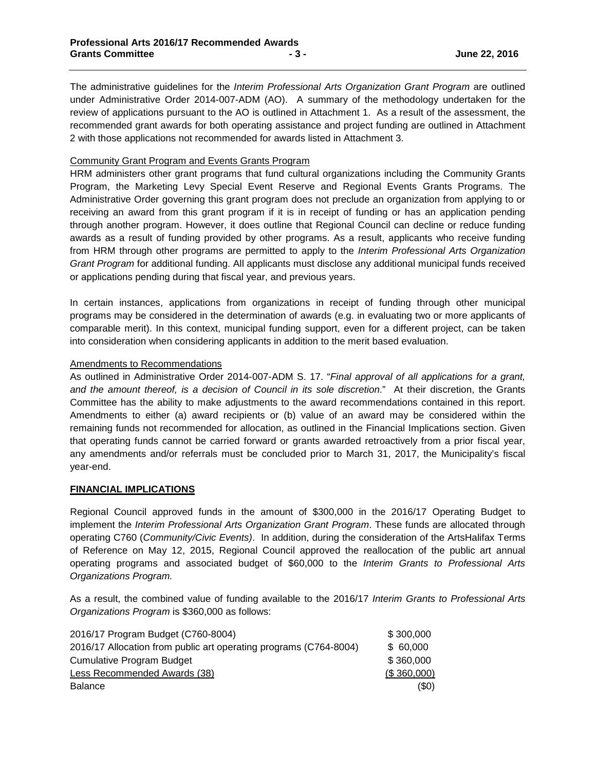The administrative guidelines for the *Interim Professional Arts Organization Grant Program* are outlined under Administrative Order 2014-007-ADM (AO). A summary of the methodology undertaken for the review of applications pursuant to the AO is outlined in Attachment 1. As a result of the assessment, the recommended grant awards for both operating assistance and project funding are outlined in Attachment 2 with those applications not recommended for awards listed in Attachment 3.

Community Grant Program and Events Grants Program

HRM administers other grant programs that fund cultural organizations including the Community Grants Program, the Marketing Levy Special Event Reserve and Regional Events Grants Programs. The Administrative Order governing this grant program does not preclude an organization from applying to or receiving an award from this grant program if it is in receipt of funding or has an application pending through another program. However, it does outline that Regional Council can decline or reduce funding awards as a result of funding provided by other programs. As a result, applicants who receive funding from HRM through other programs are permitted to apply to the *Interim Professional Arts Organization Grant Program* for additional funding. All applicants must disclose any additional municipal funds received or applications pending during that fiscal year, and previous years.

In certain instances, applications from organizations in receipt of funding through other municipal programs may be considered in the determination of awards (e.g. in evaluating two or more applicants of comparable merit). In this context, municipal funding support, even for a different project, can be taken into consideration when considering applicants in addition to the merit based evaluation.

Amendments to Recommendations

As outlined in Administrative Order 2014-007-ADM S. 17. "*Final approval of all applications for a grant, and the amount thereof, is a decision of Council in its sole discretion*." At their discretion, the Grants Committee has the ability to make adjustments to the award recommendations contained in this report. Amendments to either (a) award recipients or (b) value of an award may be considered within the remaining funds not recommended for allocation, as outlined in the Financial Implications section. Given that operating funds cannot be carried forward or grants awarded retroactively from a prior fiscal year, any amendments and/or referrals must be concluded prior to March 31, 2017, the Municipality's fiscal year-end.

## FINANCIAL IMPLICATIONS

Regional Council approved funds in the amount of $300,000 in the 2016/17 Operating Budget to implement the *Interim Professional Arts Organization Grant Program*. These funds are allocated through operating C760 (*Community/Civic Events)*. In addition, during the consideration of the ArtsHalifax Terms of Reference on May 12, 2015, Regional Council approved the reallocation of the public art annual operating programs and associated budget of $60,000 to the *Interim Grants to Professional Arts Organizations Program.*

As a result, the combined value of funding available to the 2016/17 *Interim Grants to Professional Arts Organizations Program* is $360,000 as follows:

| | |
|---|---|
| 2016/17 Program Budget (C760-8004) | $ 300,000 |
| 2016/17 Allocation from public art operating programs (C764-8004) | $ 60,000 |
| Cumulative Program Budget | $ 360,000 |
| Less Recommended Awards (38) | ($ 360,000) |
| Balance | ($0) |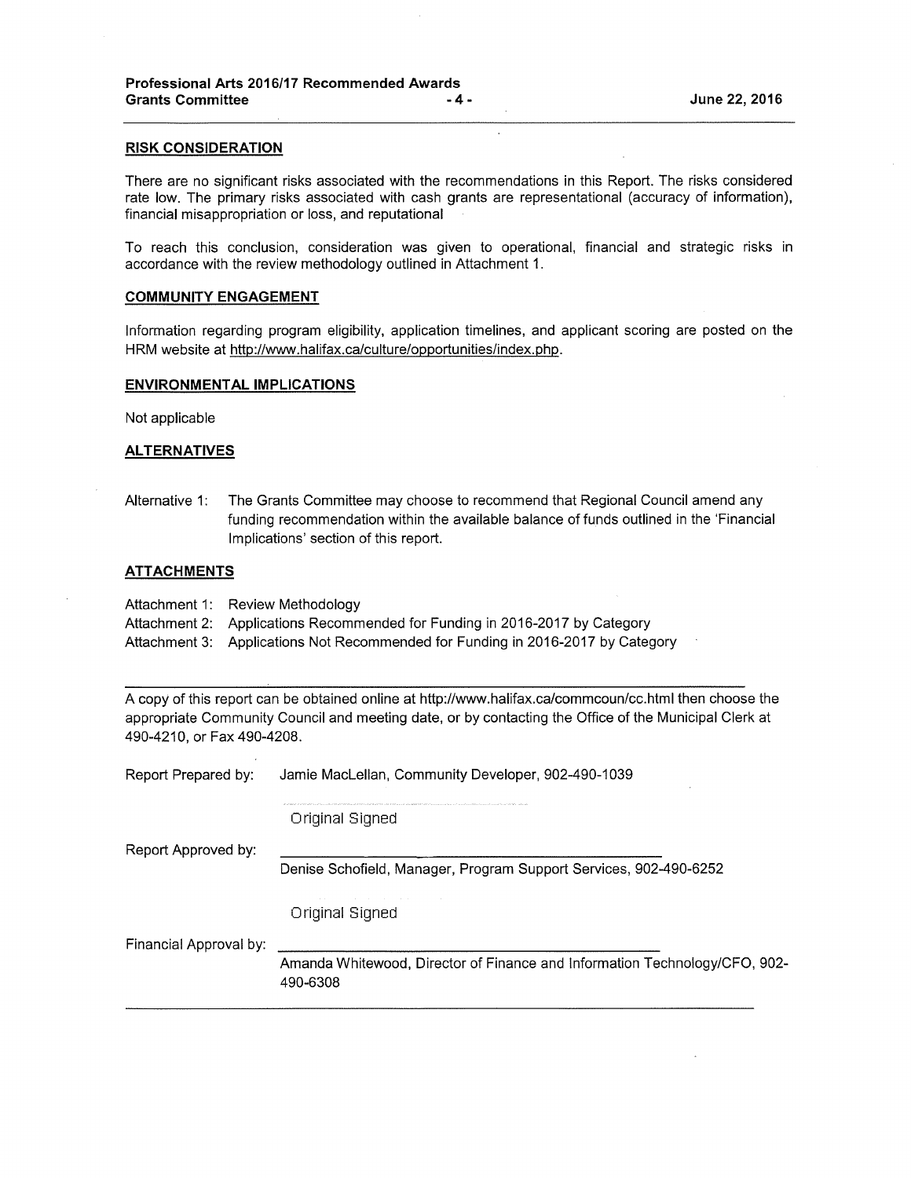**RISK CONSIDERATION**

There are no significant risks associated with the recommendations in this Report. The risks considered rate low. The primary risks associated with cash grants are representational (accuracy of information), financial misappropriation or loss, and reputational

To reach this conclusion, consideration was given to operational, financial and strategic risks in accordance with the review methodology outlined in Attachment 1.

**COMMUNITY ENGAGEMENT**

Information regarding program eligibility, application timelines, and applicant scoring are posted on the HRM website at http://www.halifax.ca/culture/opportunities/index.php.

**ENVIRONMENTAL IMPLICATIONS**

Not applicable

**ALTERNATIVES**

Alternative 1: The Grants Committee may choose to recommend that Regional Council amend any funding recommendation within the available balance of funds outlined in the 'Financial Implications' section of this report.

**ATTACHMENTS**

Attachment 1: Review Methodology
Attachment 2: Applications Recommended for Funding in 2016-2017 by Category
Attachment 3: Applications Not Recommended for Funding in 2016-2017 by Category

---

A copy of this report can be obtained online at http://www.halifax.ca/commcoun/cc.html then choose the appropriate Community Council and meeting date, or by contacting the Office of the Municipal Clerk at 490-4210, or Fax 490-4208.

Report Prepared by: Jamie MacLellan, Community Developer, 902-490-1039

Original Signed

Report Approved by: Denise Schofield, Manager, Program Support Services, 902-490-6252

Original Signed

Financial Approval by: Amanda Whitewood, Director of Finance and Information Technology/CFO, 902-490-6308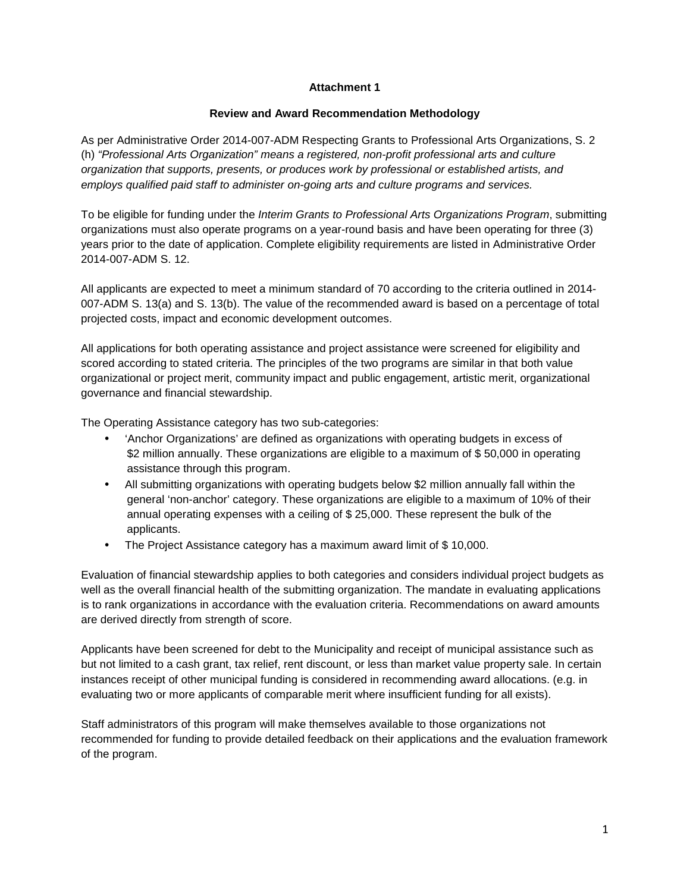**Attachment 1**

**Review and Award Recommendation Methodology**

As per Administrative Order 2014-007-ADM Respecting Grants to Professional Arts Organizations, S. 2 (h) *"Professional Arts Organization" means a registered, non-profit professional arts and culture organization that supports, presents, or produces work by professional or established artists, and employs qualified paid staff to administer on-going arts and culture programs and services.*

To be eligible for funding under the *Interim Grants to Professional Arts Organizations Program*, submitting organizations must also operate programs on a year-round basis and have been operating for three (3) years prior to the date of application. Complete eligibility requirements are listed in Administrative Order 2014-007-ADM S. 12.

All applicants are expected to meet a minimum standard of 70 according to the criteria outlined in 2014-007-ADM S. 13(a) and S. 13(b). The value of the recommended award is based on a percentage of total projected costs, impact and economic development outcomes.

All applications for both operating assistance and project assistance were screened for eligibility and scored according to stated criteria. The principles of the two programs are similar in that both value organizational or project merit, community impact and public engagement, artistic merit, organizational governance and financial stewardship.

The Operating Assistance category has two sub-categories:

- 'Anchor Organizations' are defined as organizations with operating budgets in excess of $2 million annually. These organizations are eligible to a maximum of $ 50,000 in operating assistance through this program.
- All submitting organizations with operating budgets below $2 million annually fall within the general 'non-anchor' category. These organizations are eligible to a maximum of 10% of their annual operating expenses with a ceiling of $ 25,000. These represent the bulk of the applicants.
- The Project Assistance category has a maximum award limit of $ 10,000.

Evaluation of financial stewardship applies to both categories and considers individual project budgets as well as the overall financial health of the submitting organization. The mandate in evaluating applications is to rank organizations in accordance with the evaluation criteria. Recommendations on award amounts are derived directly from strength of score.

Applicants have been screened for debt to the Municipality and receipt of municipal assistance such as but not limited to a cash grant, tax relief, rent discount, or less than market value property sale. In certain instances receipt of other municipal funding is considered in recommending award allocations. (e.g. in evaluating two or more applicants of comparable merit where insufficient funding for all exists).

Staff administrators of this program will make themselves available to those organizations not recommended for funding to provide detailed feedback on their applications and the evaluation framework of the program.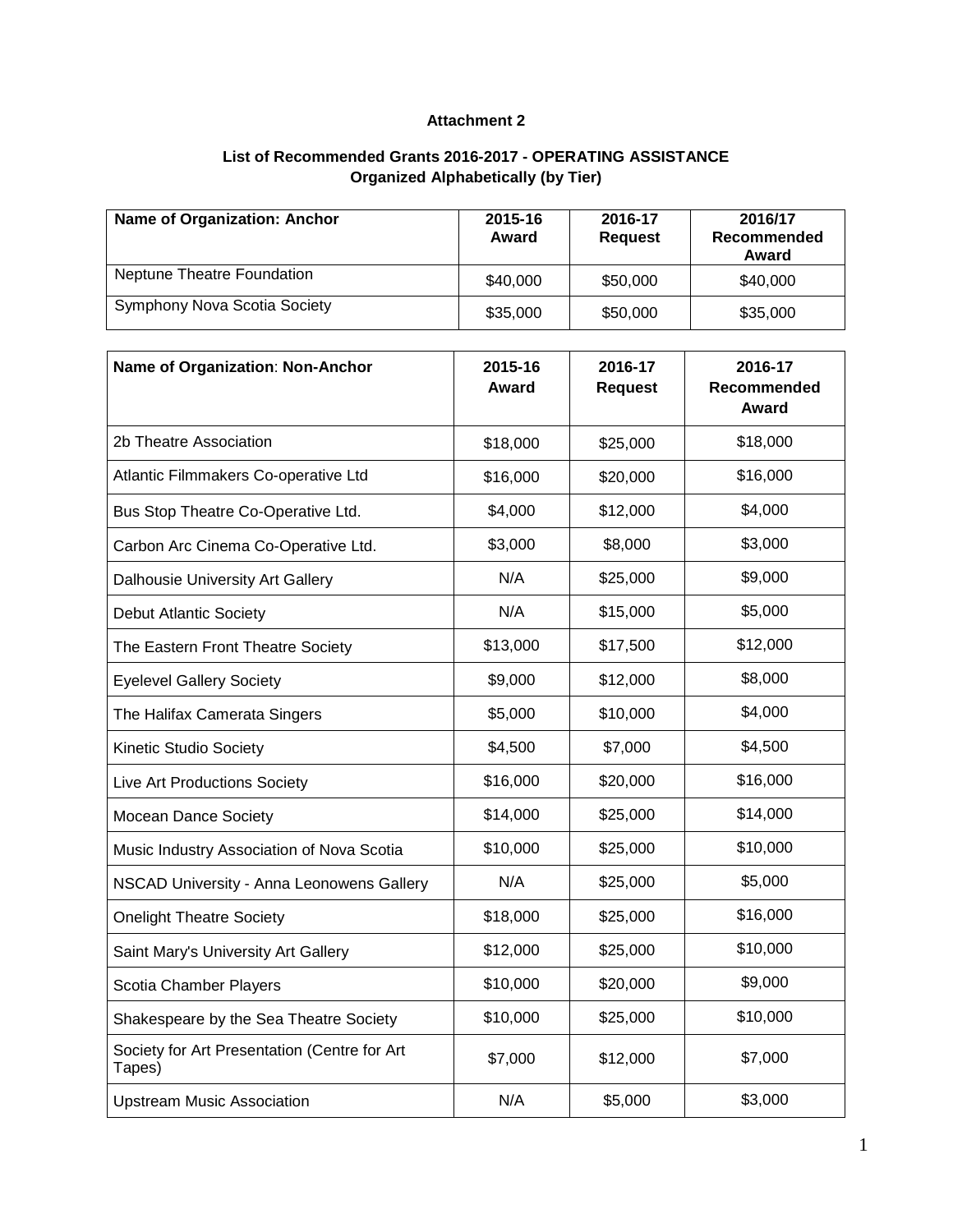**Attachment 2**

**List of Recommended Grants 2016-2017 - OPERATING ASSISTANCE**
**Organized Alphabetically (by Tier)**

| Name of Organization: Anchor | 2015-16 Award | 2016-17 Request | 2016/17 Recommended Award |
|---|---|---|---|
| Neptune Theatre Foundation | $40,000 | $50,000 | $40,000 |
| Symphony Nova Scotia Society | $35,000 | $50,000 | $35,000 |

| Name of Organization: Non-Anchor | 2015-16 Award | 2016-17 Request | 2016-17 Recommended Award |
|---|---|---|---|
| 2b Theatre Association | $18,000 | $25,000 | $18,000 |
| Atlantic Filmmakers Co-operative Ltd | $16,000 | $20,000 | $16,000 |
| Bus Stop Theatre Co-Operative Ltd. | $4,000 | $12,000 | $4,000 |
| Carbon Arc Cinema Co-Operative Ltd. | $3,000 | $8,000 | $3,000 |
| Dalhousie University Art Gallery | N/A | $25,000 | $9,000 |
| Debut Atlantic Society | N/A | $15,000 | $5,000 |
| The Eastern Front Theatre Society | $13,000 | $17,500 | $12,000 |
| Eyelevel Gallery Society | $9,000 | $12,000 | $8,000 |
| The Halifax Camerata Singers | $5,000 | $10,000 | $4,000 |
| Kinetic Studio Society | $4,500 | $7,000 | $4,500 |
| Live Art Productions Society | $16,000 | $20,000 | $16,000 |
| Mocean Dance Society | $14,000 | $25,000 | $14,000 |
| Music Industry Association of Nova Scotia | $10,000 | $25,000 | $10,000 |
| NSCAD University - Anna Leonowens Gallery | N/A | $25,000 | $5,000 |
| Onelight Theatre Society | $18,000 | $25,000 | $16,000 |
| Saint Mary's University Art Gallery | $12,000 | $25,000 | $10,000 |
| Scotia Chamber Players | $10,000 | $20,000 | $9,000 |
| Shakespeare by the Sea Theatre Society | $10,000 | $25,000 | $10,000 |
| Society for Art Presentation (Centre for Art Tapes) | $7,000 | $12,000 | $7,000 |
| Upstream Music Association | N/A | $5,000 | $3,000 |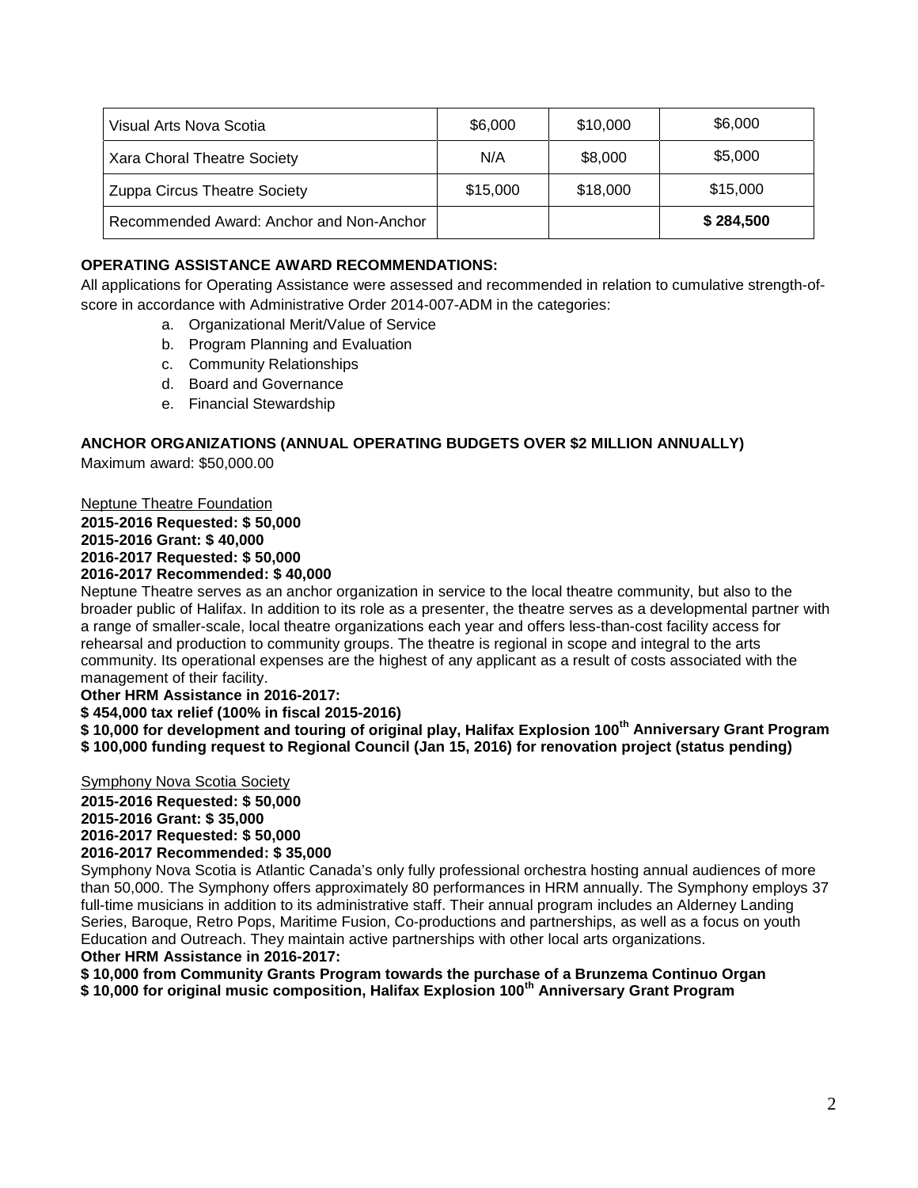| Visual Arts Nova Scotia | $6,000 | $10,000 | $6,000 |
|---|---|---|---|
| Xara Choral Theatre Society | N/A | $8,000 | $5,000 |
| Zuppa Circus Theatre Society | $15,000 | $18,000 | $15,000 |
| Recommended Award: Anchor and Non-Anchor | | | **$ 284,500** |

**OPERATING ASSISTANCE AWARD RECOMMENDATIONS:**

All applications for Operating Assistance were assessed and recommended in relation to cumulative strength-of-score in accordance with Administrative Order 2014-007-ADM in the categories:

a. Organizational Merit/Value of Service
b. Program Planning and Evaluation
c. Community Relationships
d. Board and Governance
e. Financial Stewardship

**ANCHOR ORGANIZATIONS (ANNUAL OPERATING BUDGETS OVER $2 MILLION ANNUALLY)**

Maximum award: $50,000.00

Neptune Theatre Foundation

**2015-2016 Requested: $ 50,000**
**2015-2016 Grant: $ 40,000**
**2016-2017 Requested: $ 50,000**
**2016-2017 Recommended: $ 40,000**

Neptune Theatre serves as an anchor organization in service to the local theatre community, but also to the broader public of Halifax. In addition to its role as a presenter, the theatre serves as a developmental partner with a range of smaller-scale, local theatre organizations each year and offers less-than-cost facility access for rehearsal and production to community groups. The theatre is regional in scope and integral to the arts community. Its operational expenses are the highest of any applicant as a result of costs associated with the management of their facility.

**Other HRM Assistance in 2016-2017:**
**$ 454,000 tax relief (100% in fiscal 2015-2016)**
**$ 10,000 for development and touring of original play, Halifax Explosion 100th Anniversary Grant Program**
**$ 100,000 funding request to Regional Council (Jan 15, 2016) for renovation project (status pending)**

Symphony Nova Scotia Society

**2015-2016 Requested: $ 50,000**
**2015-2016 Grant: $ 35,000**
**2016-2017 Requested: $ 50,000**
**2016-2017 Recommended: $ 35,000**

Symphony Nova Scotia is Atlantic Canada's only fully professional orchestra hosting annual audiences of more than 50,000. The Symphony offers approximately 80 performances in HRM annually. The Symphony employs 37 full-time musicians in addition to its administrative staff. Their annual program includes an Alderney Landing Series, Baroque, Retro Pops, Maritime Fusion, Co-productions and partnerships, as well as a focus on youth Education and Outreach. They maintain active partnerships with other local arts organizations.

**Other HRM Assistance in 2016-2017:**
**$ 10,000 from Community Grants Program towards the purchase of a Brunzema Continuo Organ**
**$ 10,000 for original music composition, Halifax Explosion 100th Anniversary Grant Program**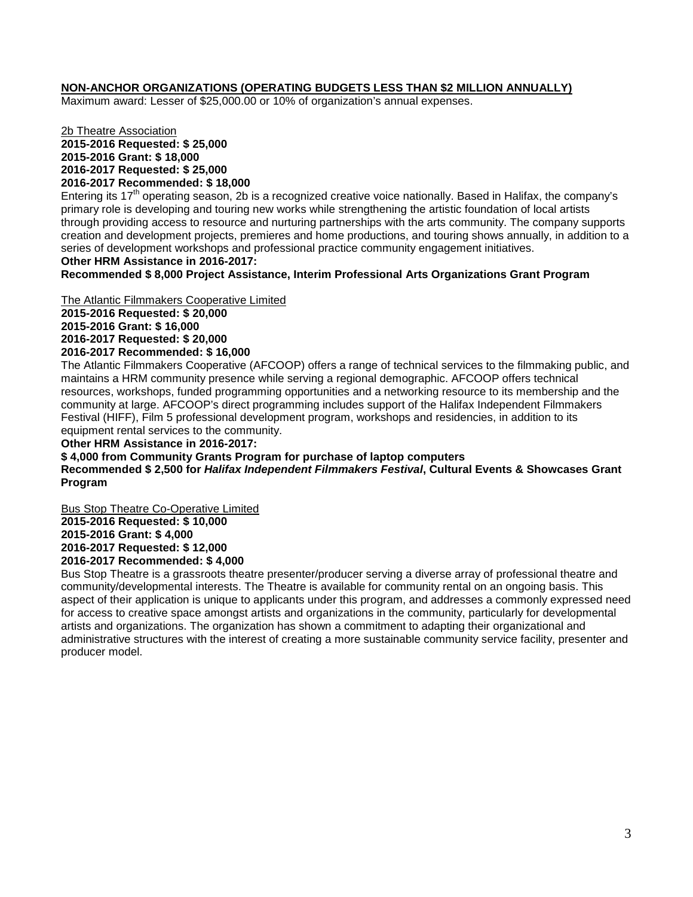**NON-ANCHOR ORGANIZATIONS (OPERATING BUDGETS LESS THAN $2 MILLION ANNUALLY)**

Maximum award: Lesser of $25,000.00 or 10% of organization's annual expenses.

2b Theatre Association

**2015-2016 Requested: $ 25,000**
**2015-2016 Grant: $ 18,000**
**2016-2017 Requested: $ 25,000**
**2016-2017 Recommended: $ 18,000**

Entering its 17th operating season, 2b is a recognized creative voice nationally. Based in Halifax, the company's primary role is developing and touring new works while strengthening the artistic foundation of local artists through providing access to resource and nurturing partnerships with the arts community. The company supports creation and development projects, premieres and home productions, and touring shows annually, in addition to a series of development workshops and professional practice community engagement initiatives.

**Other HRM Assistance in 2016-2017:**
**Recommended $ 8,000 Project Assistance, Interim Professional Arts Organizations Grant Program**

The Atlantic Filmmakers Cooperative Limited

**2015-2016 Requested: $ 20,000**
**2015-2016 Grant: $ 16,000**
**2016-2017 Requested: $ 20,000**
**2016-2017 Recommended: $ 16,000**

The Atlantic Filmmakers Cooperative (AFCOOP) offers a range of technical services to the filmmaking public, and maintains a HRM community presence while serving a regional demographic. AFCOOP offers technical resources, workshops, funded programming opportunities and a networking resource to its membership and the community at large. AFCOOP's direct programming includes support of the Halifax Independent Filmmakers Festival (HIFF), Film 5 professional development program, workshops and residencies, in addition to its equipment rental services to the community.

**Other HRM Assistance in 2016-2017:**
**$ 4,000 from Community Grants Program for purchase of laptop computers**
**Recommended $ 2,500 for *Halifax Independent Filmmakers Festival*, Cultural Events & Showcases Grant Program**

Bus Stop Theatre Co-Operative Limited

**2015-2016 Requested: $ 10,000**
**2015-2016 Grant: $ 4,000**
**2016-2017 Requested: $ 12,000**
**2016-2017 Recommended: $ 4,000**

Bus Stop Theatre is a grassroots theatre presenter/producer serving a diverse array of professional theatre and community/developmental interests. The Theatre is available for community rental on an ongoing basis. This aspect of their application is unique to applicants under this program, and addresses a commonly expressed need for access to creative space amongst artists and organizations in the community, particularly for developmental artists and organizations. The organization has shown a commitment to adapting their organizational and administrative structures with the interest of creating a more sustainable community service facility, presenter and producer model.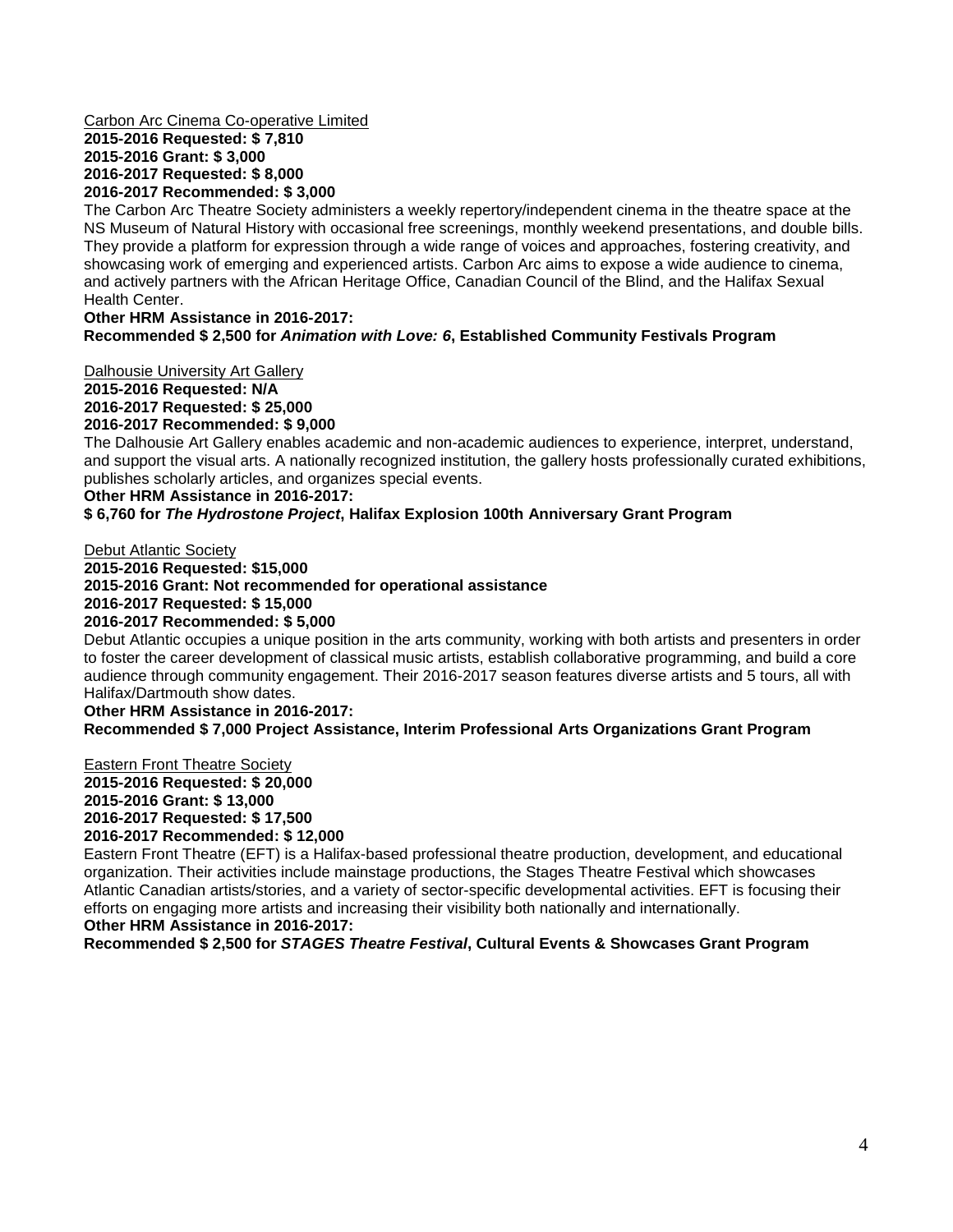Carbon Arc Cinema Co-operative Limited

**2015-2016 Requested: $ 7,810**
**2015-2016 Grant: $ 3,000**
**2016-2017 Requested: $ 8,000**
**2016-2017 Recommended: $ 3,000**

The Carbon Arc Theatre Society administers a weekly repertory/independent cinema in the theatre space at the NS Museum of Natural History with occasional free screenings, monthly weekend presentations, and double bills. They provide a platform for expression through a wide range of voices and approaches, fostering creativity, and showcasing work of emerging and experienced artists. Carbon Arc aims to expose a wide audience to cinema, and actively partners with the African Heritage Office, Canadian Council of the Blind, and the Halifax Sexual Health Center.

**Other HRM Assistance in 2016-2017:**
**Recommended $ 2,500 for *Animation with Love: 6*, Established Community Festivals Program**

Dalhousie University Art Gallery

**2015-2016 Requested: N/A**
**2016-2017 Requested: $ 25,000**
**2016-2017 Recommended: $ 9,000**

The Dalhousie Art Gallery enables academic and non-academic audiences to experience, interpret, understand, and support the visual arts. A nationally recognized institution, the gallery hosts professionally curated exhibitions, publishes scholarly articles, and organizes special events.

**Other HRM Assistance in 2016-2017:**
**$ 6,760 for *The Hydrostone Project*, Halifax Explosion 100th Anniversary Grant Program**

Debut Atlantic Society

**2015-2016 Requested: $15,000**
**2015-2016 Grant: Not recommended for operational assistance**
**2016-2017 Requested: $ 15,000**
**2016-2017 Recommended: $ 5,000**

Debut Atlantic occupies a unique position in the arts community, working with both artists and presenters in order to foster the career development of classical music artists, establish collaborative programming, and build a core audience through community engagement. Their 2016-2017 season features diverse artists and 5 tours, all with Halifax/Dartmouth show dates.

**Other HRM Assistance in 2016-2017:**
**Recommended $ 7,000 Project Assistance, Interim Professional Arts Organizations Grant Program**

Eastern Front Theatre Society

**2015-2016 Requested: $ 20,000**
**2015-2016 Grant: $ 13,000**
**2016-2017 Requested: $ 17,500**
**2016-2017 Recommended: $ 12,000**

Eastern Front Theatre (EFT) is a Halifax-based professional theatre production, development, and educational organization. Their activities include mainstage productions, the Stages Theatre Festival which showcases Atlantic Canadian artists/stories, and a variety of sector-specific developmental activities. EFT is focusing their efforts on engaging more artists and increasing their visibility both nationally and internationally.

**Other HRM Assistance in 2016-2017:**
**Recommended $ 2,500 for *STAGES Theatre Festival*, Cultural Events & Showcases Grant Program**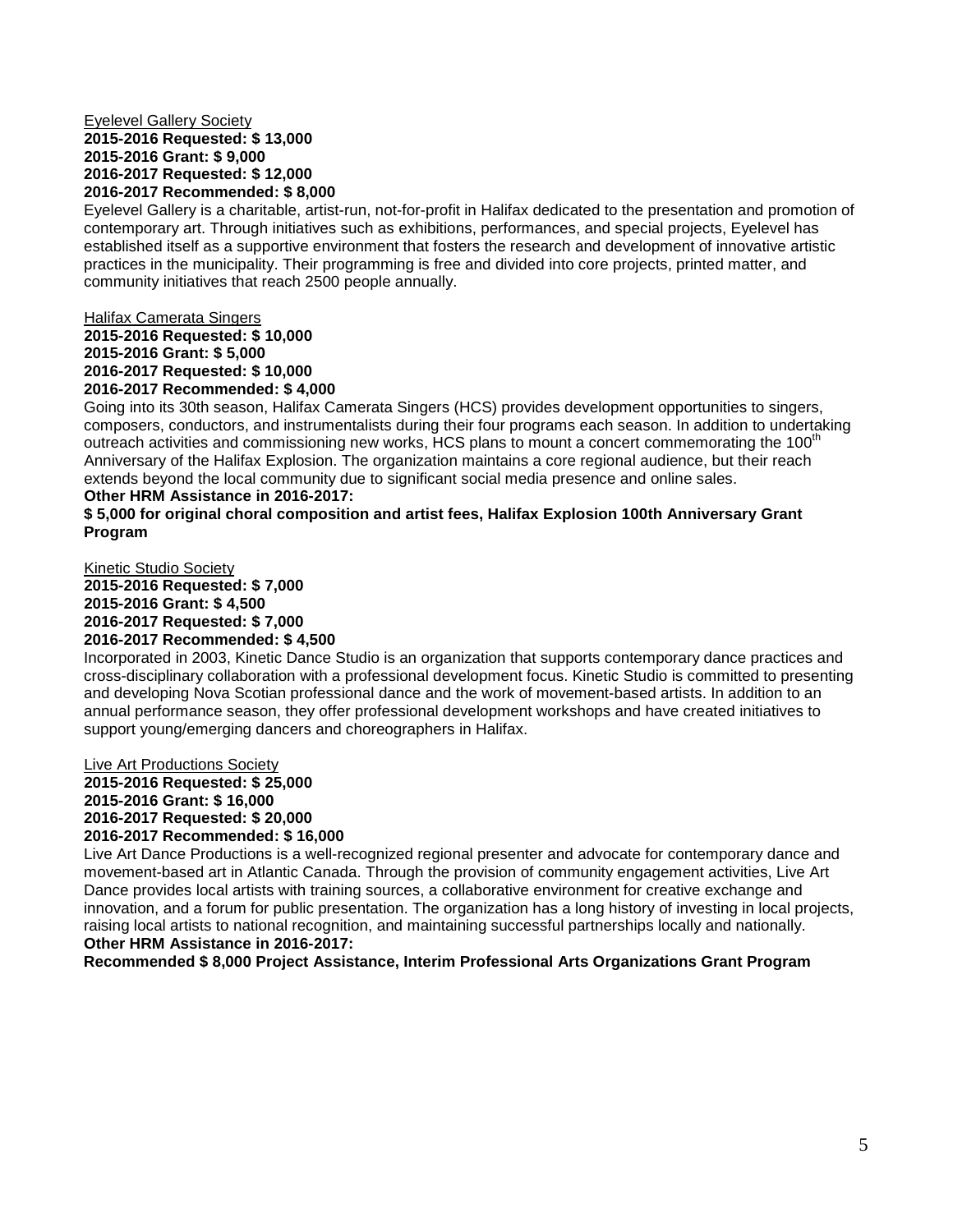Eyelevel Gallery Society
**2015-2016 Requested: $ 13,000**
**2015-2016 Grant: $ 9,000**
**2016-2017 Requested: $ 12,000**
**2016-2017 Recommended: $ 8,000**

Eyelevel Gallery is a charitable, artist-run, not-for-profit in Halifax dedicated to the presentation and promotion of contemporary art. Through initiatives such as exhibitions, performances, and special projects, Eyelevel has established itself as a supportive environment that fosters the research and development of innovative artistic practices in the municipality. Their programming is free and divided into core projects, printed matter, and community initiatives that reach 2500 people annually.

Halifax Camerata Singers
**2015-2016 Requested: $ 10,000**
**2015-2016 Grant: $ 5,000**
**2016-2017 Requested: $ 10,000**
**2016-2017 Recommended: $ 4,000**

Going into its 30th season, Halifax Camerata Singers (HCS) provides development opportunities to singers, composers, conductors, and instrumentalists during their four programs each season. In addition to undertaking outreach activities and commissioning new works, HCS plans to mount a concert commemorating the 100th Anniversary of the Halifax Explosion. The organization maintains a core regional audience, but their reach extends beyond the local community due to significant social media presence and online sales.

**Other HRM Assistance in 2016-2017:**
**$ 5,000 for original choral composition and artist fees, Halifax Explosion 100th Anniversary Grant Program**

Kinetic Studio Society
**2015-2016 Requested: $ 7,000**
**2015-2016 Grant: $ 4,500**
**2016-2017 Requested: $ 7,000**
**2016-2017 Recommended: $ 4,500**

Incorporated in 2003, Kinetic Dance Studio is an organization that supports contemporary dance practices and cross-disciplinary collaboration with a professional development focus. Kinetic Studio is committed to presenting and developing Nova Scotian professional dance and the work of movement-based artists. In addition to an annual performance season, they offer professional development workshops and have created initiatives to support young/emerging dancers and choreographers in Halifax.

Live Art Productions Society
**2015-2016 Requested: $ 25,000**
**2015-2016 Grant: $ 16,000**
**2016-2017 Requested: $ 20,000**
**2016-2017 Recommended: $ 16,000**

Live Art Dance Productions is a well-recognized regional presenter and advocate for contemporary dance and movement-based art in Atlantic Canada. Through the provision of community engagement activities, Live Art Dance provides local artists with training sources, a collaborative environment for creative exchange and innovation, and a forum for public presentation. The organization has a long history of investing in local projects, raising local artists to national recognition, and maintaining successful partnerships locally and nationally.

**Other HRM Assistance in 2016-2017:**
**Recommended $ 8,000 Project Assistance, Interim Professional Arts Organizations Grant Program**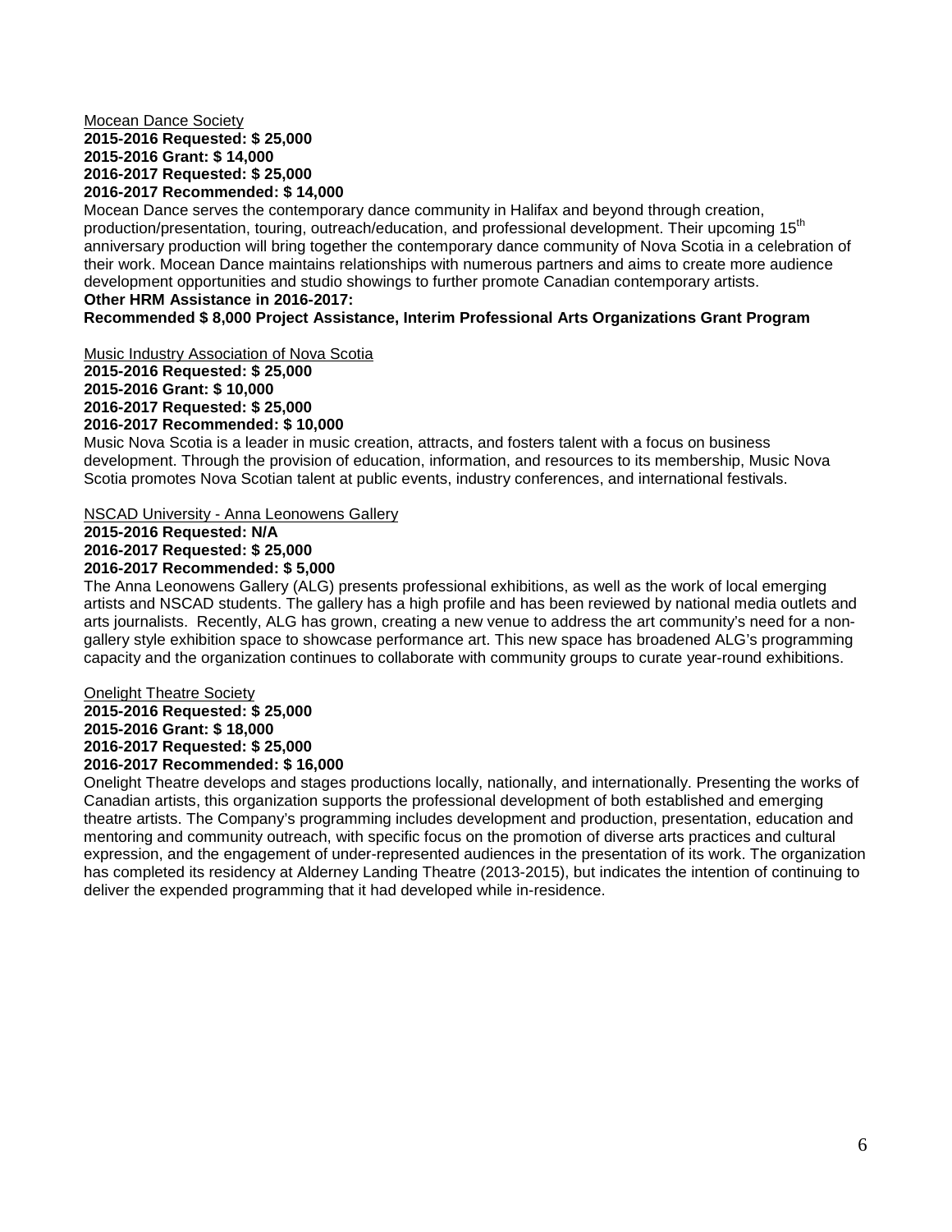<u>Mocean Dance Society</u>
**2015-2016 Requested: $ 25,000**
**2015-2016 Grant: $ 14,000**
**2016-2017 Requested: $ 25,000**
**2016-2017 Recommended: $ 14,000**
Mocean Dance serves the contemporary dance community in Halifax and beyond through creation, production/presentation, touring, outreach/education, and professional development. Their upcoming 15th anniversary production will bring together the contemporary dance community of Nova Scotia in a celebration of their work. Mocean Dance maintains relationships with numerous partners and aims to create more audience development opportunities and studio showings to further promote Canadian contemporary artists.
**Other HRM Assistance in 2016-2017:**
**Recommended $ 8,000 Project Assistance, Interim Professional Arts Organizations Grant Program**

<u>Music Industry Association of Nova Scotia</u>
**2015-2016 Requested: $ 25,000**
**2015-2016 Grant: $ 10,000**
**2016-2017 Requested: $ 25,000**
**2016-2017 Recommended: $ 10,000**
Music Nova Scotia is a leader in music creation, attracts, and fosters talent with a focus on business development. Through the provision of education, information, and resources to its membership, Music Nova Scotia promotes Nova Scotian talent at public events, industry conferences, and international festivals.

<u>NSCAD University - Anna Leonowens Gallery</u>
**2015-2016 Requested: N/A**
**2016-2017 Requested: $ 25,000**
**2016-2017 Recommended: $ 5,000**
The Anna Leonowens Gallery (ALG) presents professional exhibitions, as well as the work of local emerging artists and NSCAD students. The gallery has a high profile and has been reviewed by national media outlets and arts journalists. Recently, ALG has grown, creating a new venue to address the art community's need for a non-gallery style exhibition space to showcase performance art. This new space has broadened ALG's programming capacity and the organization continues to collaborate with community groups to curate year-round exhibitions.

<u>Onelight Theatre Society</u>
**2015-2016 Requested: $ 25,000**
**2015-2016 Grant: $ 18,000**
**2016-2017 Requested: $ 25,000**
**2016-2017 Recommended: $ 16,000**
Onelight Theatre develops and stages productions locally, nationally, and internationally. Presenting the works of Canadian artists, this organization supports the professional development of both established and emerging theatre artists. The Company's programming includes development and production, presentation, education and mentoring and community outreach, with specific focus on the promotion of diverse arts practices and cultural expression, and the engagement of under-represented audiences in the presentation of its work. The organization has completed its residency at Alderney Landing Theatre (2013-2015), but indicates the intention of continuing to deliver the expended programming that it had developed while in-residence.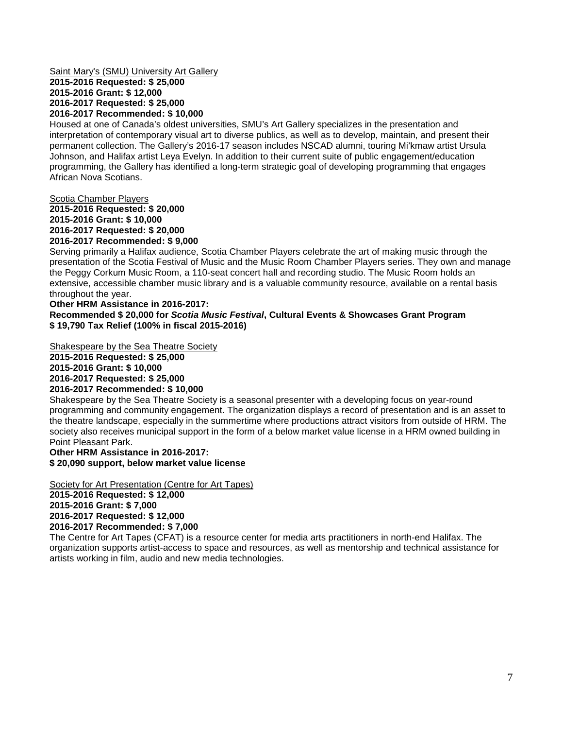Saint Mary's (SMU) University Art Gallery

**2015-2016 Requested: $ 25,000**
**2015-2016 Grant: $ 12,000**
**2016-2017 Requested: $ 25,000**
**2016-2017 Recommended: $ 10,000**

Housed at one of Canada's oldest universities, SMU's Art Gallery specializes in the presentation and interpretation of contemporary visual art to diverse publics, as well as to develop, maintain, and present their permanent collection. The Gallery's 2016-17 season includes NSCAD alumni, touring Mi'kmaw artist Ursula Johnson, and Halifax artist Leya Evelyn. In addition to their current suite of public engagement/education programming, the Gallery has identified a long-term strategic goal of developing programming that engages African Nova Scotians.

Scotia Chamber Players

**2015-2016 Requested: $ 20,000**
**2015-2016 Grant: $ 10,000**
**2016-2017 Requested: $ 20,000**
**2016-2017 Recommended: $ 9,000**

Serving primarily a Halifax audience, Scotia Chamber Players celebrate the art of making music through the presentation of the Scotia Festival of Music and the Music Room Chamber Players series. They own and manage the Peggy Corkum Music Room, a 110-seat concert hall and recording studio. The Music Room holds an extensive, accessible chamber music library and is a valuable community resource, available on a rental basis throughout the year.

**Other HRM Assistance in 2016-2017:**
**Recommended $ 20,000 for *Scotia Music Festival*, Cultural Events & Showcases Grant Program**
**$ 19,790 Tax Relief (100% in fiscal 2015-2016)**

Shakespeare by the Sea Theatre Society

**2015-2016 Requested: $ 25,000**
**2015-2016 Grant: $ 10,000**
**2016-2017 Requested: $ 25,000**
**2016-2017 Recommended: $ 10,000**

Shakespeare by the Sea Theatre Society is a seasonal presenter with a developing focus on year-round programming and community engagement. The organization displays a record of presentation and is an asset to the theatre landscape, especially in the summertime where productions attract visitors from outside of HRM. The society also receives municipal support in the form of a below market value license in a HRM owned building in Point Pleasant Park.

**Other HRM Assistance in 2016-2017:**
**$ 20,090 support, below market value license**

Society for Art Presentation (Centre for Art Tapes)

**2015-2016 Requested: $ 12,000**
**2015-2016 Grant: $ 7,000**
**2016-2017 Requested: $ 12,000**
**2016-2017 Recommended: $ 7,000**

The Centre for Art Tapes (CFAT) is a resource center for media arts practitioners in north-end Halifax. The organization supports artist-access to space and resources, as well as mentorship and technical assistance for artists working in film, audio and new media technologies.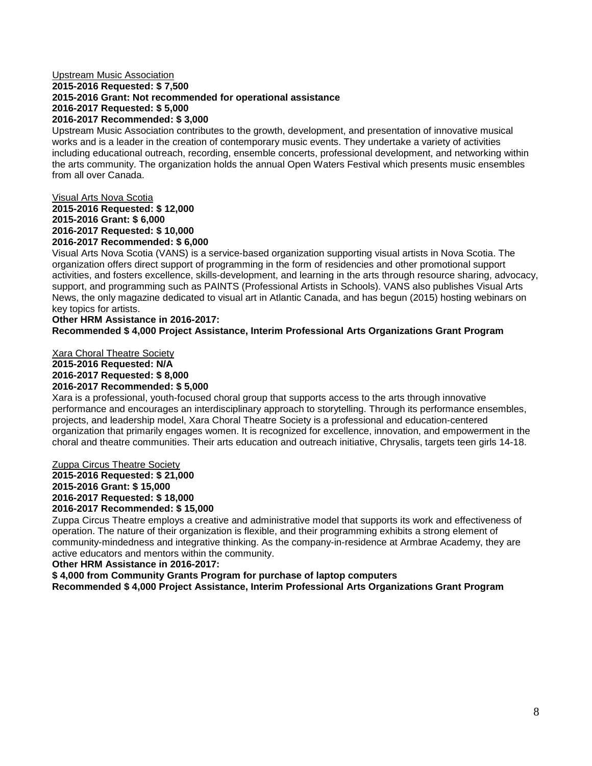Upstream Music Association
**2015-2016 Requested: $ 7,500**
**2015-2016 Grant: Not recommended for operational assistance**
**2016-2017 Requested: $ 5,000**
**2016-2017 Recommended: $ 3,000**
Upstream Music Association contributes to the growth, development, and presentation of innovative musical works and is a leader in the creation of contemporary music events. They undertake a variety of activities including educational outreach, recording, ensemble concerts, professional development, and networking within the arts community. The organization holds the annual Open Waters Festival which presents music ensembles from all over Canada.

Visual Arts Nova Scotia
**2015-2016 Requested: $ 12,000**
**2015-2016 Grant: $ 6,000**
**2016-2017 Requested: $ 10,000**
**2016-2017 Recommended: $ 6,000**
Visual Arts Nova Scotia (VANS) is a service-based organization supporting visual artists in Nova Scotia. The organization offers direct support of programming in the form of residencies and other promotional support activities, and fosters excellence, skills-development, and learning in the arts through resource sharing, advocacy, support, and programming such as PAINTS (Professional Artists in Schools). VANS also publishes Visual Arts News, the only magazine dedicated to visual art in Atlantic Canada, and has begun (2015) hosting webinars on key topics for artists.
**Other HRM Assistance in 2016-2017:**
**Recommended $ 4,000 Project Assistance, Interim Professional Arts Organizations Grant Program**

Xara Choral Theatre Society
**2015-2016 Requested: N/A**
**2016-2017 Requested: $ 8,000**
**2016-2017 Recommended: $ 5,000**
Xara is a professional, youth-focused choral group that supports access to the arts through innovative performance and encourages an interdisciplinary approach to storytelling. Through its performance ensembles, projects, and leadership model, Xara Choral Theatre Society is a professional and education-centered organization that primarily engages women. It is recognized for excellence, innovation, and empowerment in the choral and theatre communities. Their arts education and outreach initiative, Chrysalis, targets teen girls 14-18.

Zuppa Circus Theatre Society
**2015-2016 Requested: $ 21,000**
**2015-2016 Grant: $ 15,000**
**2016-2017 Requested: $ 18,000**
**2016-2017 Recommended: $ 15,000**
Zuppa Circus Theatre employs a creative and administrative model that supports its work and effectiveness of operation. The nature of their organization is flexible, and their programming exhibits a strong element of community-mindedness and integrative thinking. As the company-in-residence at Armbrae Academy, they are active educators and mentors within the community.
**Other HRM Assistance in 2016-2017:**
**$ 4,000 from Community Grants Program for purchase of laptop computers**
**Recommended $ 4,000 Project Assistance, Interim Professional Arts Organizations Grant Program**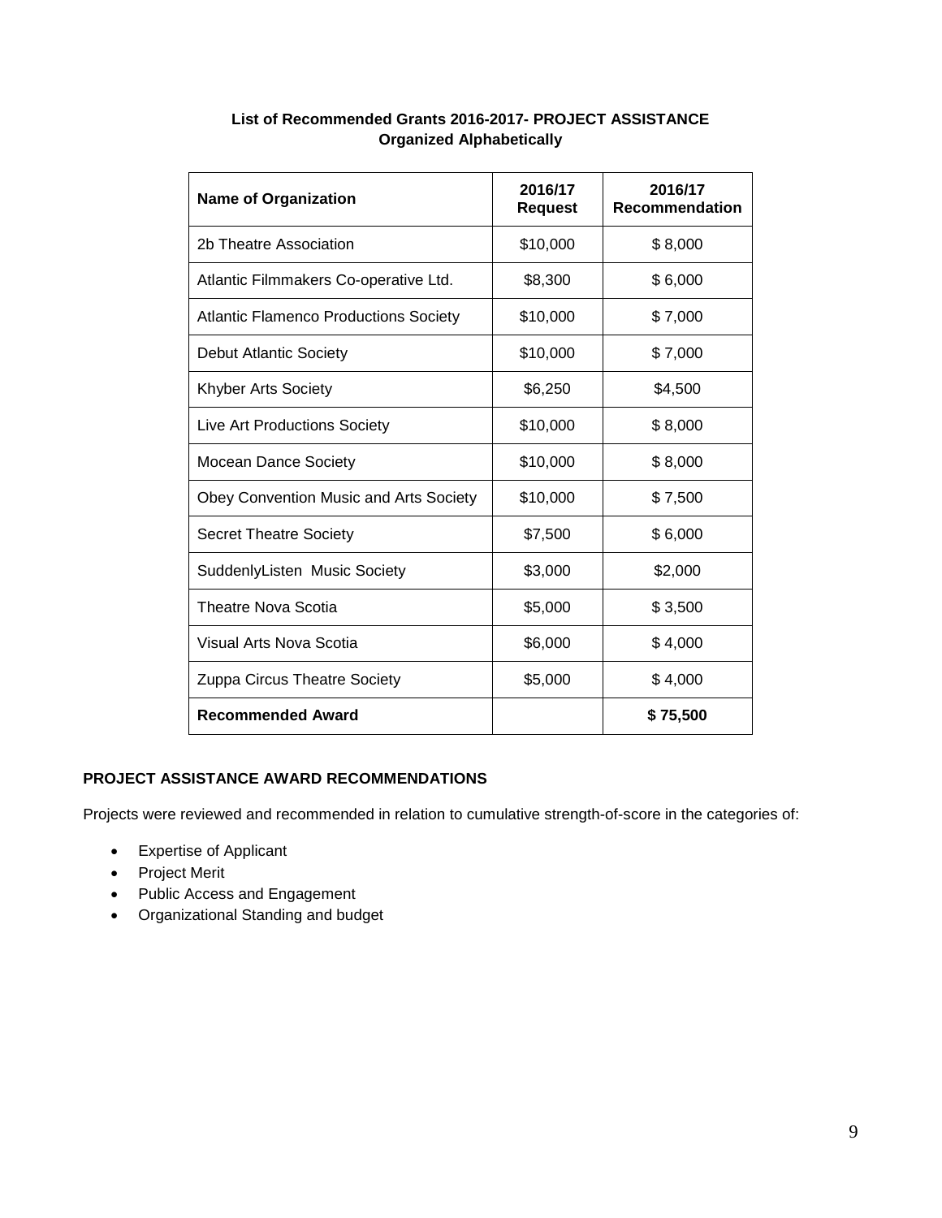**List of Recommended Grants 2016-2017- PROJECT ASSISTANCE**
**Organized Alphabetically**

| Name of Organization | 2016/17 Request | 2016/17 Recommendation |
|---|---|---|
| 2b Theatre Association | $10,000 | $ 8,000 |
| Atlantic Filmmakers Co-operative Ltd. | $8,300 | $ 6,000 |
| Atlantic Flamenco Productions Society | $10,000 | $ 7,000 |
| Debut Atlantic Society | $10,000 | $ 7,000 |
| Khyber Arts Society | $6,250 | $4,500 |
| Live Art Productions Society | $10,000 | $ 8,000 |
| Mocean Dance Society | $10,000 | $ 8,000 |
| Obey Convention Music and Arts Society | $10,000 | $ 7,500 |
| Secret Theatre Society | $7,500 | $ 6,000 |
| SuddenlyListen Music Society | $3,000 | $2,000 |
| Theatre Nova Scotia | $5,000 | $ 3,500 |
| Visual Arts Nova Scotia | $6,000 | $ 4,000 |
| Zuppa Circus Theatre Society | $5,000 | $ 4,000 |
| **Recommended Award** | | **$ 75,500** |

**PROJECT ASSISTANCE AWARD RECOMMENDATIONS**

Projects were reviewed and recommended in relation to cumulative strength-of-score in the categories of:

- Expertise of Applicant
- Project Merit
- Public Access and Engagement
- Organizational Standing and budget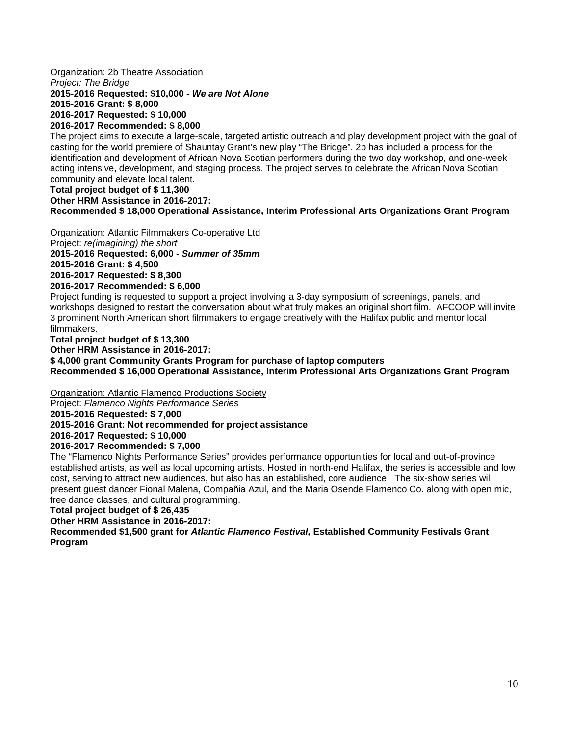Organization: 2b Theatre Association

*Project: The Bridge*

**2015-2016 Requested: $10,000 - *We are Not Alone***

**2015-2016 Grant: $ 8,000**

**2016-2017 Requested: $ 10,000**

**2016-2017 Recommended: $ 8,000**

The project aims to execute a large-scale, targeted artistic outreach and play development project with the goal of casting for the world premiere of Shauntay Grant's new play "The Bridge". 2b has included a process for the identification and development of African Nova Scotian performers during the two day workshop, and one-week acting intensive, development, and staging process. The project serves to celebrate the African Nova Scotian community and elevate local talent.

**Total project budget of $ 11,300**

**Other HRM Assistance in 2016-2017:**

**Recommended $ 18,000 Operational Assistance, Interim Professional Arts Organizations Grant Program**

Organization: Atlantic Filmmakers Co-operative Ltd

Project: *re(imagining) the short*

**2015-2016 Requested: 6,000 - *Summer of 35mm***

**2015-2016 Grant: $ 4,500**

**2016-2017 Requested: $ 8,300**

**2016-2017 Recommended: $ 6,000**

Project funding is requested to support a project involving a 3-day symposium of screenings, panels, and workshops designed to restart the conversation about what truly makes an original short film. AFCOOP will invite 3 prominent North American short filmmakers to engage creatively with the Halifax public and mentor local filmmakers.

**Total project budget of $ 13,300**

**Other HRM Assistance in 2016-2017:**

**$ 4,000 grant Community Grants Program for purchase of laptop computers**

**Recommended $ 16,000 Operational Assistance, Interim Professional Arts Organizations Grant Program**

Organization: Atlantic Flamenco Productions Society

Project: *Flamenco Nights Performance Series*

**2015-2016 Requested: $ 7,000**

**2015-2016 Grant: Not recommended for project assistance**

**2016-2017 Requested: $ 10,000**

**2016-2017 Recommended: $ 7,000**

The "Flamenco Nights Performance Series" provides performance opportunities for local and out-of-province established artists, as well as local upcoming artists. Hosted in north-end Halifax, the series is accessible and low cost, serving to attract new audiences, but also has an established, core audience. The six-show series will present guest dancer Fional Malena, Compañia Azul, and the Maria Osende Flamenco Co. along with open mic, free dance classes, and cultural programming.

**Total project budget of $ 26,435**

**Other HRM Assistance in 2016-2017:**

**Recommended $1,500 grant for *Atlantic Flamenco Festival,* Established Community Festivals Grant Program**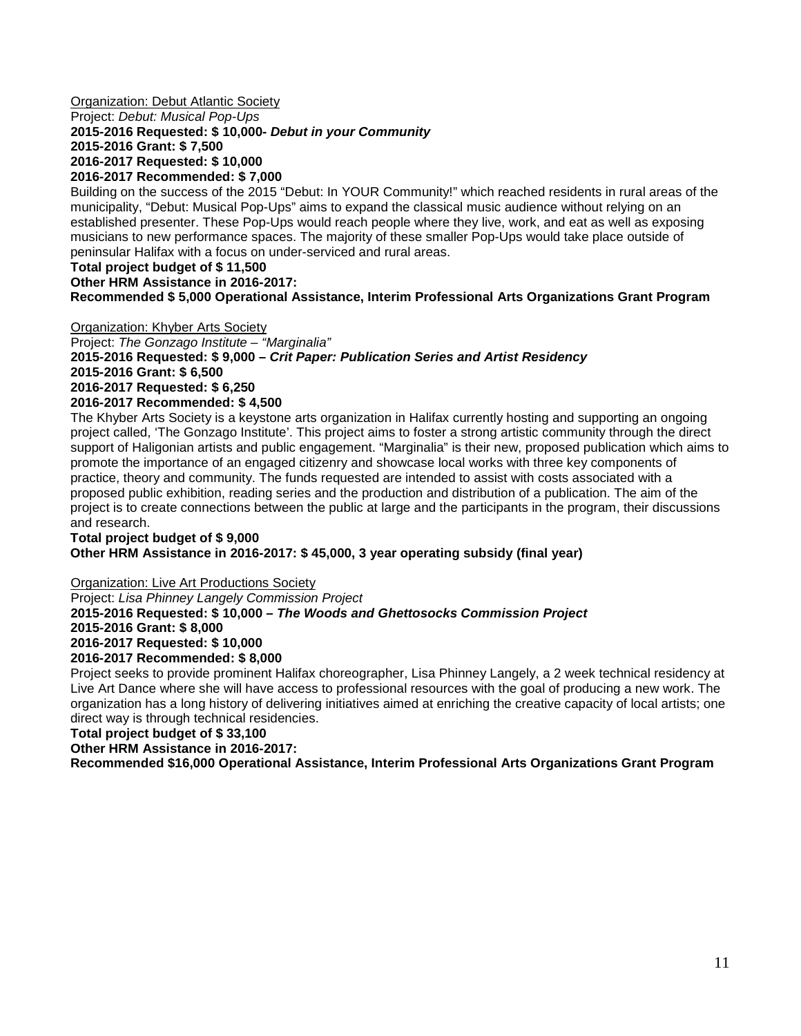<u>Organization: Debut Atlantic Society</u>
Project: *Debut: Musical Pop-Ups*
**2015-2016 Requested: $ 10,000- *Debut in your Community***
**2015-2016 Grant: $ 7,500**
**2016-2017 Requested: $ 10,000**
**2016-2017 Recommended: $ 7,000**
Building on the success of the 2015 "Debut: In YOUR Community!" which reached residents in rural areas of the municipality, "Debut: Musical Pop-Ups" aims to expand the classical music audience without relying on an established presenter. These Pop-Ups would reach people where they live, work, and eat as well as exposing musicians to new performance spaces. The majority of these smaller Pop-Ups would take place outside of peninsular Halifax with a focus on under-serviced and rural areas.
**Total project budget of $ 11,500**
**Other HRM Assistance in 2016-2017:**
**Recommended $ 5,000 Operational Assistance, Interim Professional Arts Organizations Grant Program**

<u>Organization: Khyber Arts Society</u>
Project: *The Gonzago Institute – "Marginalia"*
**2015-2016 Requested: $ 9,000 – *Crit Paper: Publication Series and Artist Residency***
**2015-2016 Grant: $ 6,500**
**2016-2017 Requested: $ 6,250**
**2016-2017 Recommended: $ 4,500**
The Khyber Arts Society is a keystone arts organization in Halifax currently hosting and supporting an ongoing project called, 'The Gonzago Institute'. This project aims to foster a strong artistic community through the direct support of Haligonian artists and public engagement. "Marginalia" is their new, proposed publication which aims to promote the importance of an engaged citizenry and showcase local works with three key components of practice, theory and community. The funds requested are intended to assist with costs associated with a proposed public exhibition, reading series and the production and distribution of a publication. The aim of the project is to create connections between the public at large and the participants in the program, their discussions and research.
**Total project budget of $ 9,000**
**Other HRM Assistance in 2016-2017: $ 45,000, 3 year operating subsidy (final year)**

<u>Organization: Live Art Productions Society</u>
Project: *Lisa Phinney Langely Commission Project*
**2015-2016 Requested: $ 10,000 – *The Woods and Ghettosocks Commission Project***
**2015-2016 Grant: $ 8,000**
**2016-2017 Requested: $ 10,000**
**2016-2017 Recommended: $ 8,000**
Project seeks to provide prominent Halifax choreographer, Lisa Phinney Langely, a 2 week technical residency at Live Art Dance where she will have access to professional resources with the goal of producing a new work. The organization has a long history of delivering initiatives aimed at enriching the creative capacity of local artists; one direct way is through technical residencies.
**Total project budget of $ 33,100**
**Other HRM Assistance in 2016-2017:**
**Recommended $16,000 Operational Assistance, Interim Professional Arts Organizations Grant Program**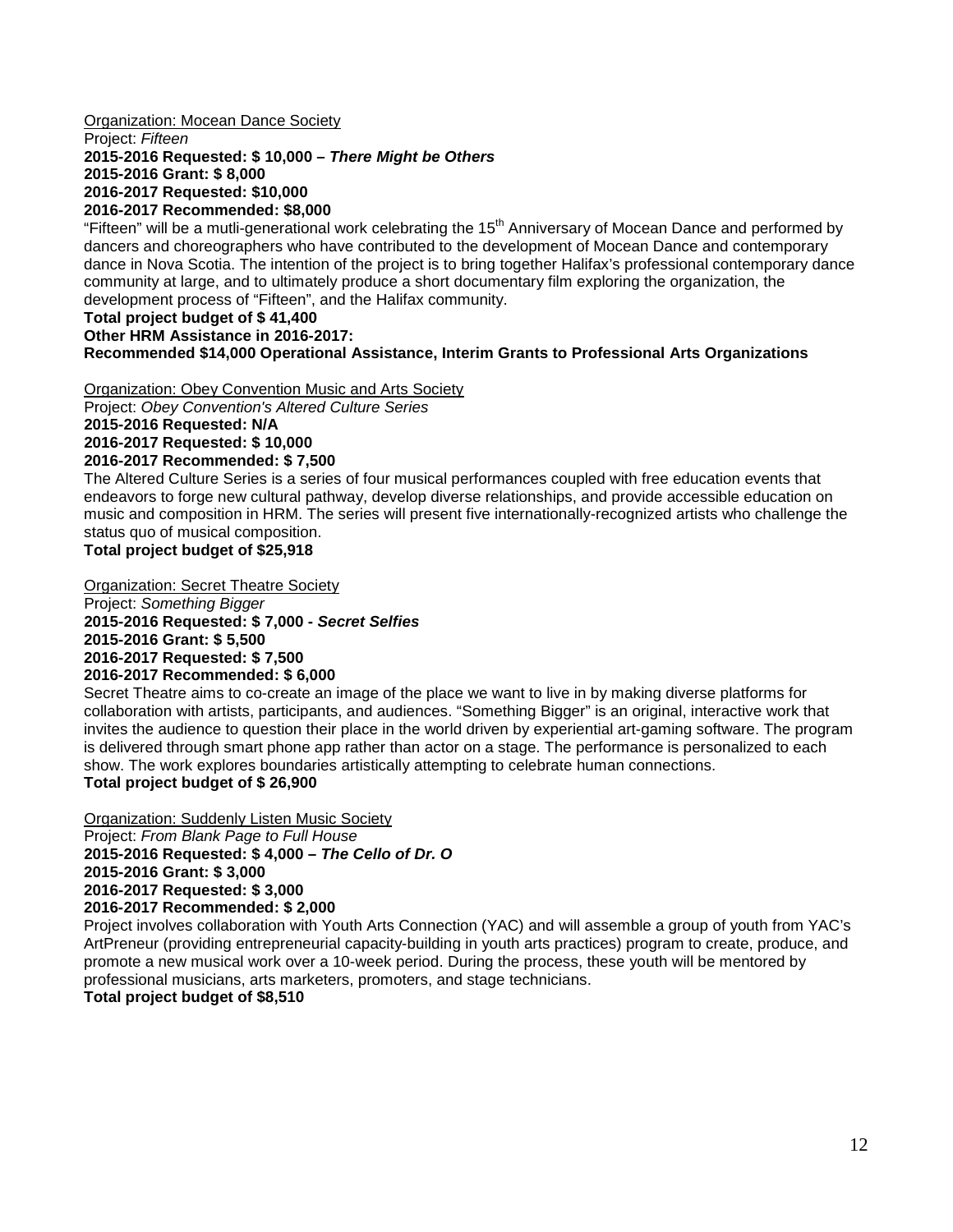Organization: Mocean Dance Society
Project: *Fifteen*
**2015-2016 Requested: $ 10,000 – *There Might be Others***
**2015-2016 Grant: $ 8,000**
**2016-2017 Requested: $10,000**
**2016-2017 Recommended: $8,000**
"Fifteen" will be a mutli-generational work celebrating the 15th Anniversary of Mocean Dance and performed by dancers and choreographers who have contributed to the development of Mocean Dance and contemporary dance in Nova Scotia. The intention of the project is to bring together Halifax's professional contemporary dance community at large, and to ultimately produce a short documentary film exploring the organization, the development process of "Fifteen", and the Halifax community.
**Total project budget of $ 41,400**
**Other HRM Assistance in 2016-2017:**
**Recommended $14,000 Operational Assistance, Interim Grants to Professional Arts Organizations**

Organization: Obey Convention Music and Arts Society
Project: *Obey Convention's Altered Culture Series*
**2015-2016 Requested: N/A**
**2016-2017 Requested: $ 10,000**
**2016-2017 Recommended: $ 7,500**
The Altered Culture Series is a series of four musical performances coupled with free education events that endeavors to forge new cultural pathway, develop diverse relationships, and provide accessible education on music and composition in HRM. The series will present five internationally-recognized artists who challenge the status quo of musical composition.
**Total project budget of $25,918**

Organization: Secret Theatre Society
Project: *Something Bigger*
**2015-2016 Requested: $ 7,000 - *Secret Selfies***
**2015-2016 Grant: $ 5,500**
**2016-2017 Requested: $ 7,500**
**2016-2017 Recommended: $ 6,000**
Secret Theatre aims to co-create an image of the place we want to live in by making diverse platforms for collaboration with artists, participants, and audiences. "Something Bigger" is an original, interactive work that invites the audience to question their place in the world driven by experiential art-gaming software. The program is delivered through smart phone app rather than actor on a stage. The performance is personalized to each show. The work explores boundaries artistically attempting to celebrate human connections.
**Total project budget of $ 26,900**

Organization: Suddenly Listen Music Society
Project: *From Blank Page to Full House*
**2015-2016 Requested: $ 4,000 – *The Cello of Dr. O***
**2015-2016 Grant: $ 3,000**
**2016-2017 Requested: $ 3,000**
**2016-2017 Recommended: $ 2,000**
Project involves collaboration with Youth Arts Connection (YAC) and will assemble a group of youth from YAC's ArtPreneur (providing entrepreneurial capacity-building in youth arts practices) program to create, produce, and promote a new musical work over a 10-week period. During the process, these youth will be mentored by professional musicians, arts marketers, promoters, and stage technicians.
**Total project budget of $8,510**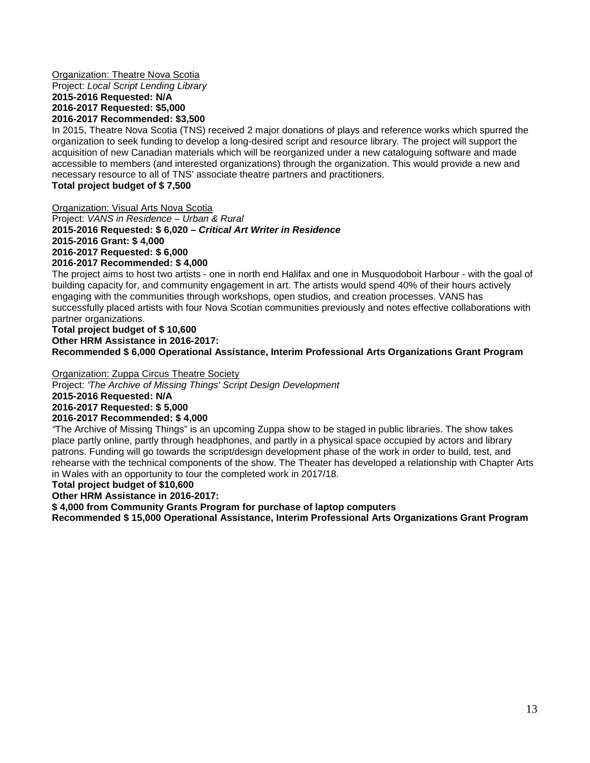Organization: Theatre Nova Scotia
Project: *Local Script Lending Library*
**2015-2016 Requested: N/A**
**2016-2017 Requested: $5,000**
**2016-2017 Recommended: $3,500**

In 2015, Theatre Nova Scotia (TNS) received 2 major donations of plays and reference works which spurred the organization to seek funding to develop a long-desired script and resource library. The project will support the acquisition of new Canadian materials which will be reorganized under a new cataloguing software and made accessible to members (and interested organizations) through the organization. This would provide a new and necessary resource to all of TNS' associate theatre partners and practitioners.
**Total project budget of $ 7,500**

Organization: Visual Arts Nova Scotia
Project: *VANS in Residence – Urban & Rural*
**2015-2016 Requested: $ 6,020 – *Critical Art Writer in Residence***
**2015-2016 Grant: $ 4,000**
**2016-2017 Requested: $ 6,000**
**2016-2017 Recommended: $ 4,000**

The project aims to host two artists - one in north end Halifax and one in Musquodoboit Harbour - with the goal of building capacity for, and community engagement in art. The artists would spend 40% of their hours actively engaging with the communities through workshops, open studios, and creation processes. VANS has successfully placed artists with four Nova Scotian communities previously and notes effective collaborations with partner organizations.
**Total project budget of $ 10,600**
**Other HRM Assistance in 2016-2017:**
**Recommended $ 6,000 Operational Assistance, Interim Professional Arts Organizations Grant Program**

Organization: Zuppa Circus Theatre Society
Project: *'The Archive of Missing Things' Script Design Development*
**2015-2016 Requested: N/A**
**2016-2017 Requested: $ 5,000**
**2016-2017 Recommended: $ 4,000**

"The Archive of Missing Things" is an upcoming Zuppa show to be staged in public libraries. The show takes place partly online, partly through headphones, and partly in a physical space occupied by actors and library patrons. Funding will go towards the script/design development phase of the work in order to build, test, and rehearse with the technical components of the show. The Theater has developed a relationship with Chapter Arts in Wales with an opportunity to tour the completed work in 2017/18.
**Total project budget of $10,600**
**Other HRM Assistance in 2016-2017:**
**$ 4,000 from Community Grants Program for purchase of laptop computers**
**Recommended $ 15,000 Operational Assistance, Interim Professional Arts Organizations Grant Program**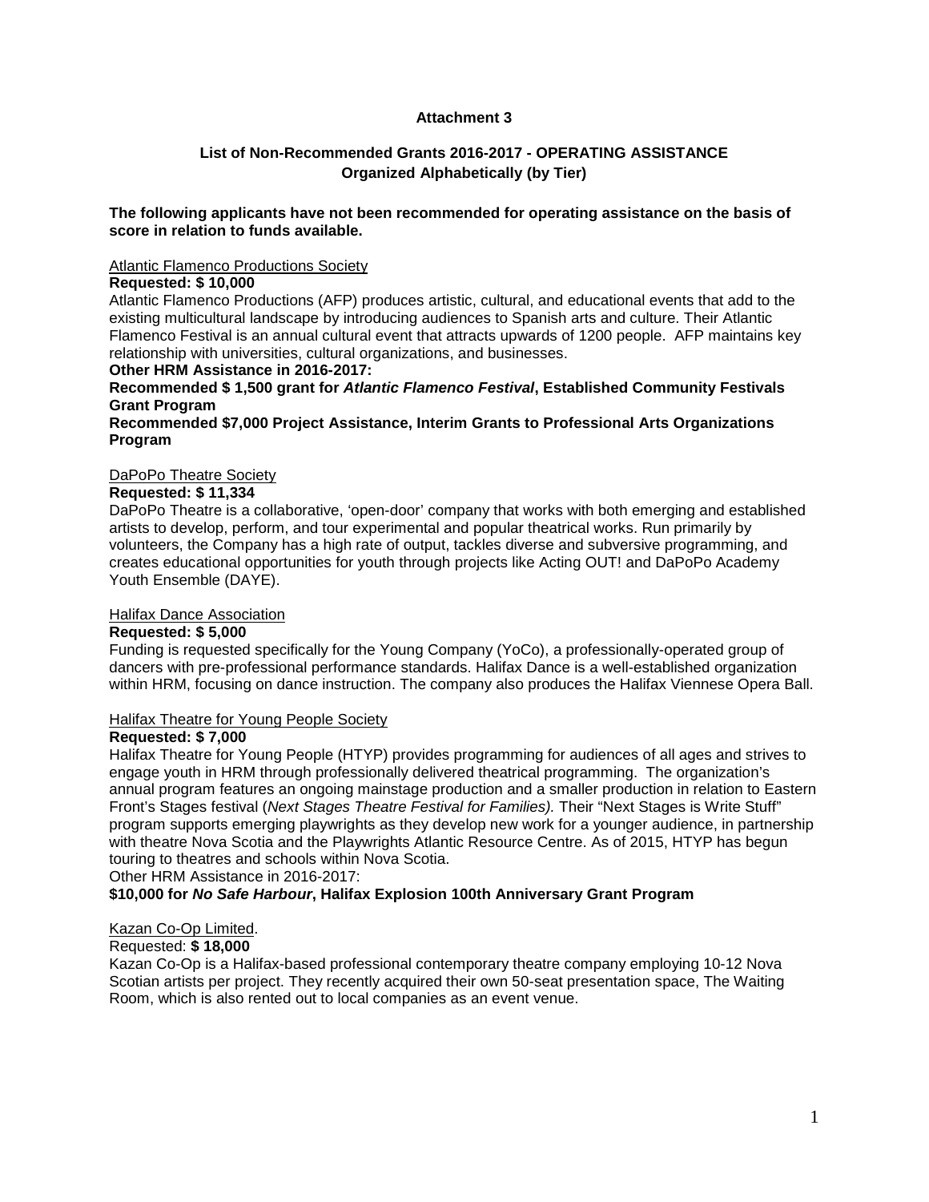**Attachment 3**

**List of Non-Recommended Grants 2016-2017 - OPERATING ASSISTANCE**
**Organized Alphabetically (by Tier)**

**The following applicants have not been recommended for operating assistance on the basis of score in relation to funds available.**

Atlantic Flamenco Productions Society

**Requested: $ 10,000**

Atlantic Flamenco Productions (AFP) produces artistic, cultural, and educational events that add to the existing multicultural landscape by introducing audiences to Spanish arts and culture. Their Atlantic Flamenco Festival is an annual cultural event that attracts upwards of 1200 people. AFP maintains key relationship with universities, cultural organizations, and businesses.

**Other HRM Assistance in 2016-2017:**

**Recommended $ 1,500 grant for *Atlantic Flamenco Festival*, Established Community Festivals Grant Program**

**Recommended $7,000 Project Assistance, Interim Grants to Professional Arts Organizations Program**

DaPoPo Theatre Society

**Requested: $ 11,334**

DaPoPo Theatre is a collaborative, 'open-door' company that works with both emerging and established artists to develop, perform, and tour experimental and popular theatrical works. Run primarily by volunteers, the Company has a high rate of output, tackles diverse and subversive programming, and creates educational opportunities for youth through projects like Acting OUT! and DaPoPo Academy Youth Ensemble (DAYE).

Halifax Dance Association

**Requested: $ 5,000**

Funding is requested specifically for the Young Company (YoCo), a professionally-operated group of dancers with pre-professional performance standards. Halifax Dance is a well-established organization within HRM, focusing on dance instruction. The company also produces the Halifax Viennese Opera Ball.

Halifax Theatre for Young People Society

**Requested: $ 7,000**

Halifax Theatre for Young People (HTYP) provides programming for audiences of all ages and strives to engage youth in HRM through professionally delivered theatrical programming. The organization's annual program features an ongoing mainstage production and a smaller production in relation to Eastern Front's Stages festival (*Next Stages Theatre Festival for Families).* Their "Next Stages is Write Stuff" program supports emerging playwrights as they develop new work for a younger audience, in partnership with theatre Nova Scotia and the Playwrights Atlantic Resource Centre. As of 2015, HTYP has begun touring to theatres and schools within Nova Scotia.

Other HRM Assistance in 2016-2017:

**$10,000 for *No Safe Harbour*, Halifax Explosion 100th Anniversary Grant Program**

Kazan Co-Op Limited.

Requested: **$ 18,000**

Kazan Co-Op is a Halifax-based professional contemporary theatre company employing 10-12 Nova Scotian artists per project. They recently acquired their own 50-seat presentation space, The Waiting Room, which is also rented out to local companies as an event venue.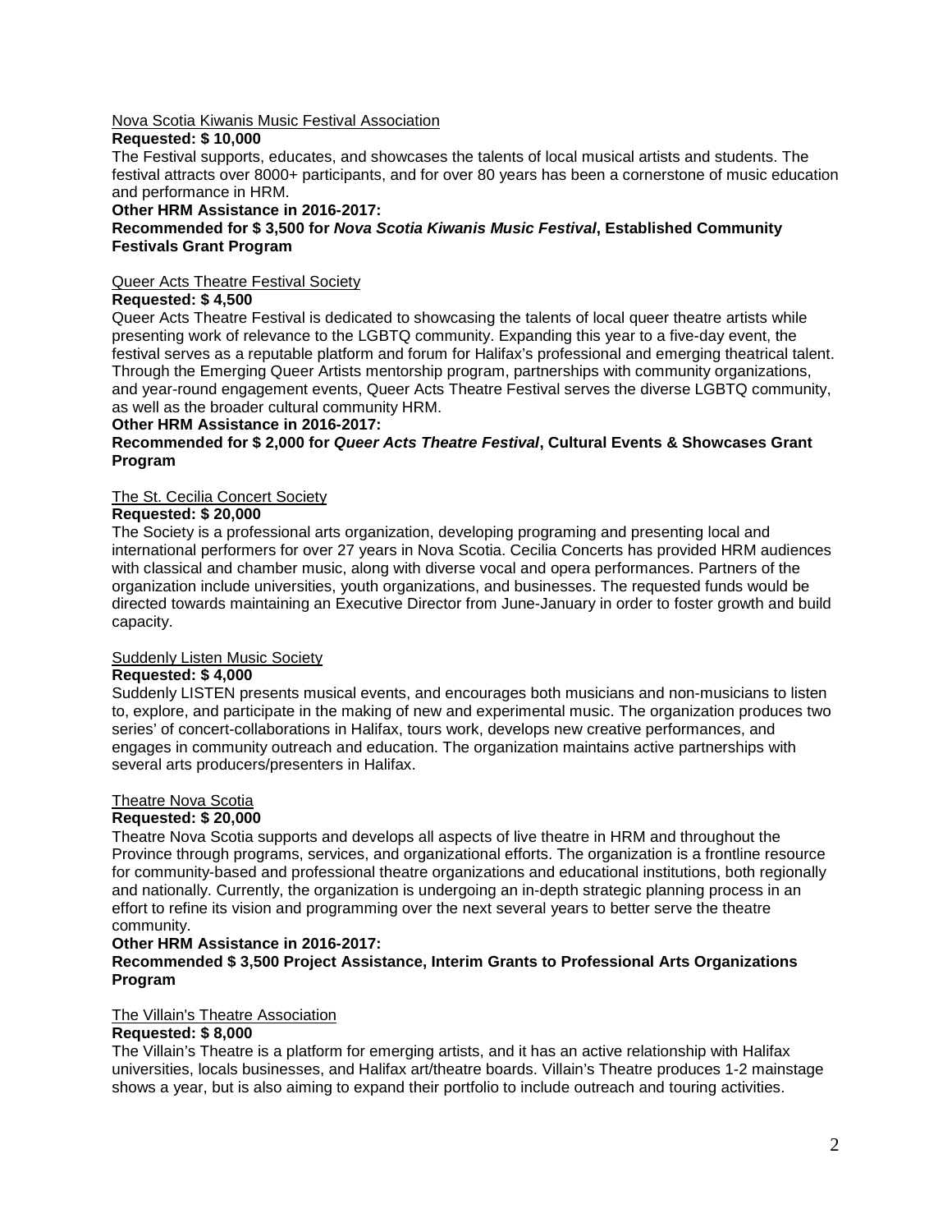<u>Nova Scotia Kiwanis Music Festival Association</u>

**Requested: $ 10,000**

The Festival supports, educates, and showcases the talents of local musical artists and students. The festival attracts over 8000+ participants, and for over 80 years has been a cornerstone of music education and performance in HRM.

**Other HRM Assistance in 2016-2017:**

**Recommended for $ 3,500 for *Nova Scotia Kiwanis Music Festival*, Established Community Festivals Grant Program**

<u>Queer Acts Theatre Festival Society</u>

**Requested: $ 4,500**

Queer Acts Theatre Festival is dedicated to showcasing the talents of local queer theatre artists while presenting work of relevance to the LGBTQ community. Expanding this year to a five-day event, the festival serves as a reputable platform and forum for Halifax's professional and emerging theatrical talent. Through the Emerging Queer Artists mentorship program, partnerships with community organizations, and year-round engagement events, Queer Acts Theatre Festival serves the diverse LGBTQ community, as well as the broader cultural community HRM.

**Other HRM Assistance in 2016-2017:**

**Recommended for $ 2,000 for *Queer Acts Theatre Festival*, Cultural Events & Showcases Grant Program**

<u>The St. Cecilia Concert Society</u>

**Requested: $ 20,000**

The Society is a professional arts organization, developing programing and presenting local and international performers for over 27 years in Nova Scotia. Cecilia Concerts has provided HRM audiences with classical and chamber music, along with diverse vocal and opera performances. Partners of the organization include universities, youth organizations, and businesses. The requested funds would be directed towards maintaining an Executive Director from June-January in order to foster growth and build capacity.

<u>Suddenly Listen Music Society</u>

**Requested: $ 4,000**

Suddenly LISTEN presents musical events, and encourages both musicians and non-musicians to listen to, explore, and participate in the making of new and experimental music. The organization produces two series' of concert-collaborations in Halifax, tours work, develops new creative performances, and engages in community outreach and education. The organization maintains active partnerships with several arts producers/presenters in Halifax.

<u>Theatre Nova Scotia</u>

**Requested: $ 20,000**

Theatre Nova Scotia supports and develops all aspects of live theatre in HRM and throughout the Province through programs, services, and organizational efforts. The organization is a frontline resource for community-based and professional theatre organizations and educational institutions, both regionally and nationally. Currently, the organization is undergoing an in-depth strategic planning process in an effort to refine its vision and programming over the next several years to better serve the theatre community.

**Other HRM Assistance in 2016-2017:**

**Recommended $ 3,500 Project Assistance, Interim Grants to Professional Arts Organizations Program**

<u>The Villain's Theatre Association</u>

**Requested: $ 8,000**

The Villain's Theatre is a platform for emerging artists, and it has an active relationship with Halifax universities, locals businesses, and Halifax art/theatre boards. Villain's Theatre produces 1-2 mainstage shows a year, but is also aiming to expand their portfolio to include outreach and touring activities.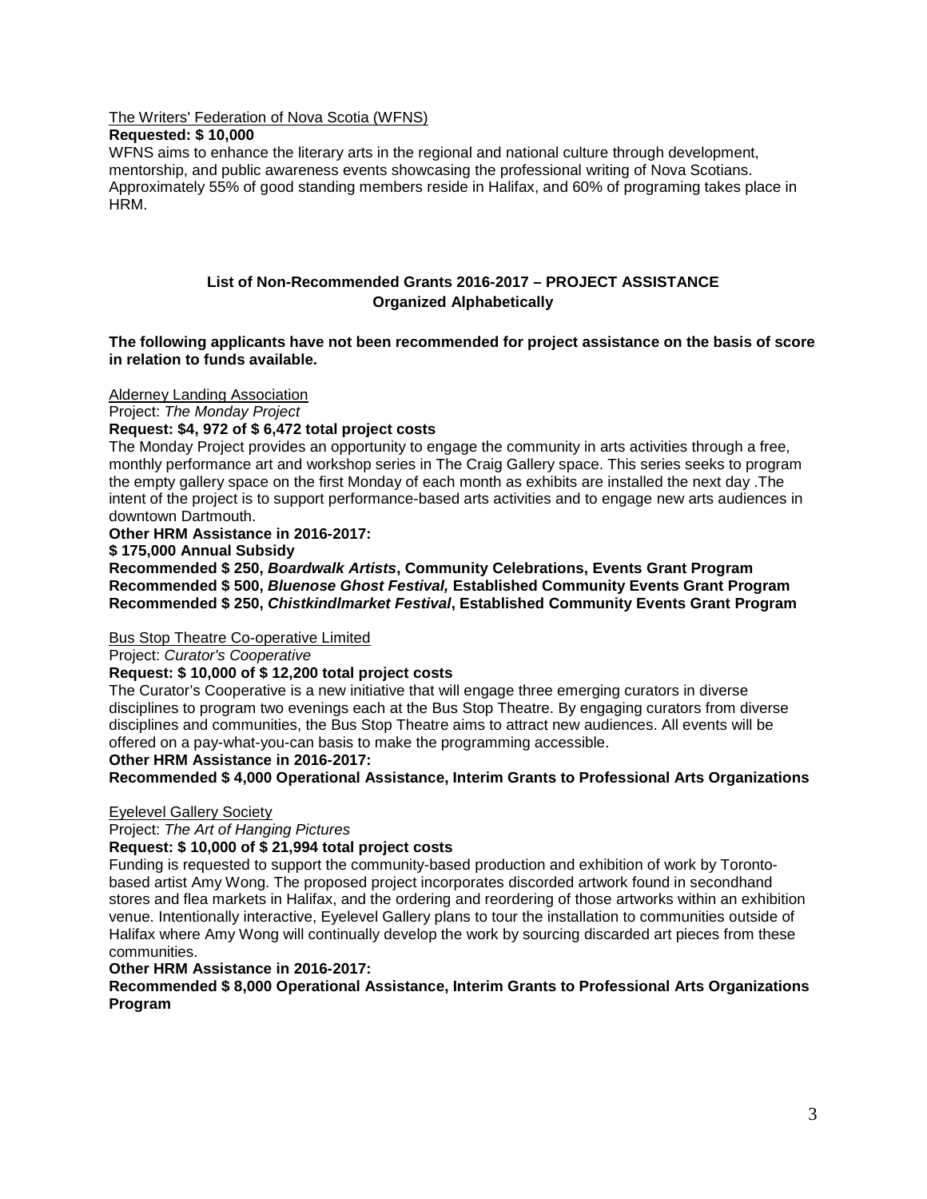The Writers' Federation of Nova Scotia (WFNS)

**Requested: $ 10,000**

WFNS aims to enhance the literary arts in the regional and national culture through development, mentorship, and public awareness events showcasing the professional writing of Nova Scotians. Approximately 55% of good standing members reside in Halifax, and 60% of programing takes place in HRM.

## List of Non-Recommended Grants 2016-2017 – PROJECT ASSISTANCE
### Organized Alphabetically

**The following applicants have not been recommended for project assistance on the basis of score in relation to funds available.**

Alderney Landing Association

Project: *The Monday Project*

**Request: $4, 972 of $ 6,472 total project costs**

The Monday Project provides an opportunity to engage the community in arts activities through a free, monthly performance art and workshop series in The Craig Gallery space. This series seeks to program the empty gallery space on the first Monday of each month as exhibits are installed the next day .The intent of the project is to support performance-based arts activities and to engage new arts audiences in downtown Dartmouth.

**Other HRM Assistance in 2016-2017:**

**$ 175,000 Annual Subsidy**

**Recommended $ 250, *Boardwalk Artists*, Community Celebrations, Events Grant Program**
**Recommended $ 500, *Bluenose Ghost Festival,* Established Community Events Grant Program**
**Recommended $ 250, *Chistkindlmarket Festival*, Established Community Events Grant Program**

Bus Stop Theatre Co-operative Limited

Project: *Curator's Cooperative*

**Request: $ 10,000 of $ 12,200 total project costs**

The Curator's Cooperative is a new initiative that will engage three emerging curators in diverse disciplines to program two evenings each at the Bus Stop Theatre. By engaging curators from diverse disciplines and communities, the Bus Stop Theatre aims to attract new audiences. All events will be offered on a pay-what-you-can basis to make the programming accessible.

**Other HRM Assistance in 2016-2017:**

**Recommended $ 4,000 Operational Assistance, Interim Grants to Professional Arts Organizations**

Eyelevel Gallery Society

Project: *The Art of Hanging Pictures*

**Request: $ 10,000 of $ 21,994 total project costs**

Funding is requested to support the community-based production and exhibition of work by Toronto-based artist Amy Wong. The proposed project incorporates discorded artwork found in secondhand stores and flea markets in Halifax, and the ordering and reordering of those artworks within an exhibition venue. Intentionally interactive, Eyelevel Gallery plans to tour the installation to communities outside of Halifax where Amy Wong will continually develop the work by sourcing discarded art pieces from these communities.

**Other HRM Assistance in 2016-2017:**

**Recommended $ 8,000 Operational Assistance, Interim Grants to Professional Arts Organizations Program**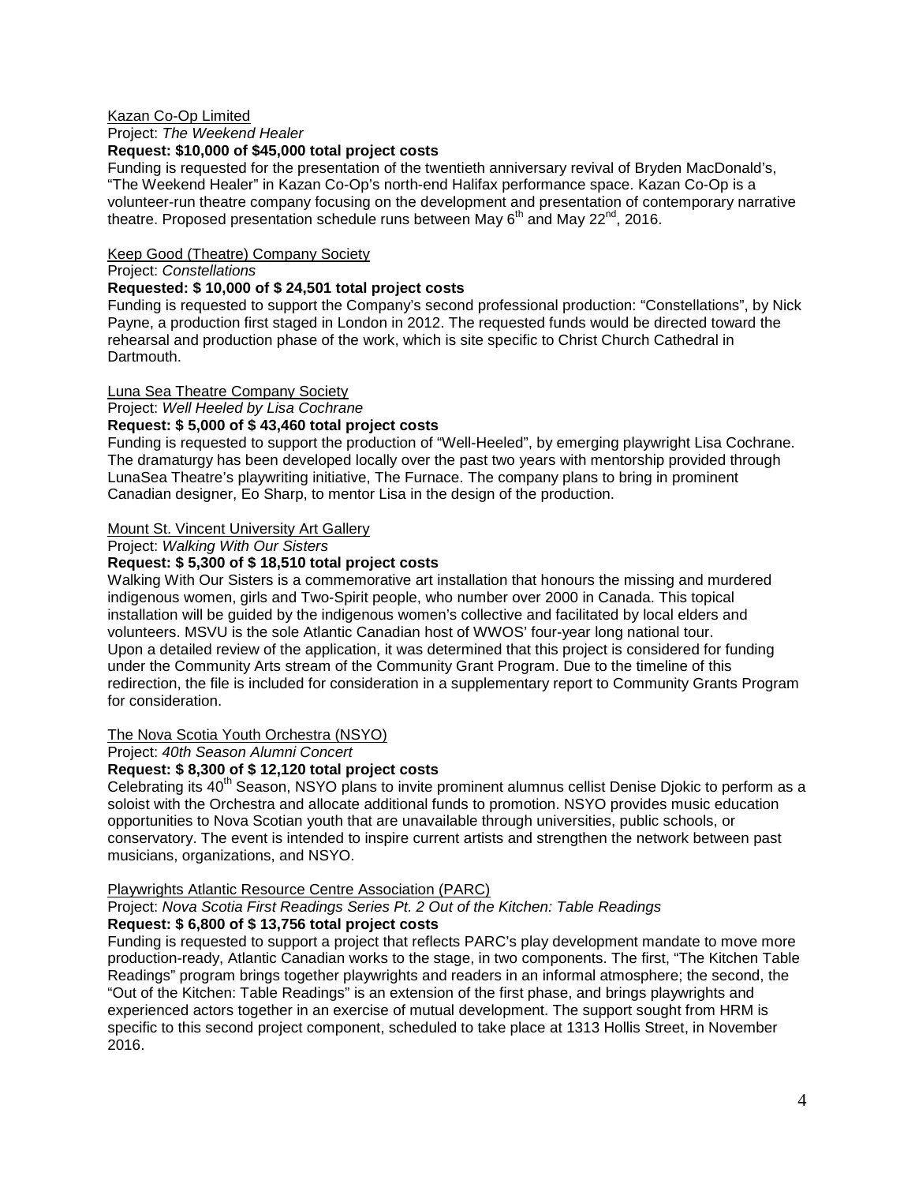Kazan Co-Op Limited

Project: *The Weekend Healer*

**Request: $10,000 of $45,000 total project costs**

Funding is requested for the presentation of the twentieth anniversary revival of Bryden MacDonald's, "The Weekend Healer" in Kazan Co-Op's north-end Halifax performance space. Kazan Co-Op is a volunteer-run theatre company focusing on the development and presentation of contemporary narrative theatre. Proposed presentation schedule runs between May 6th and May 22nd, 2016.

Keep Good (Theatre) Company Society

Project: *Constellations*

**Requested: $ 10,000 of $ 24,501 total project costs**

Funding is requested to support the Company's second professional production: "Constellations", by Nick Payne, a production first staged in London in 2012. The requested funds would be directed toward the rehearsal and production phase of the work, which is site specific to Christ Church Cathedral in Dartmouth.

Luna Sea Theatre Company Society

Project: *Well Heeled by Lisa Cochrane*

**Request: $ 5,000 of $ 43,460 total project costs**

Funding is requested to support the production of "Well-Heeled", by emerging playwright Lisa Cochrane. The dramaturgy has been developed locally over the past two years with mentorship provided through LunaSea Theatre's playwriting initiative, The Furnace. The company plans to bring in prominent Canadian designer, Eo Sharp, to mentor Lisa in the design of the production.

Mount St. Vincent University Art Gallery

Project: *Walking With Our Sisters*

**Request: $ 5,300 of $ 18,510 total project costs**

Walking With Our Sisters is a commemorative art installation that honours the missing and murdered indigenous women, girls and Two-Spirit people, who number over 2000 in Canada. This topical installation will be guided by the indigenous women's collective and facilitated by local elders and volunteers. MSVU is the sole Atlantic Canadian host of WWOS' four-year long national tour.
Upon a detailed review of the application, it was determined that this project is considered for funding under the Community Arts stream of the Community Grant Program. Due to the timeline of this redirection, the file is included for consideration in a supplementary report to Community Grants Program for consideration.

The Nova Scotia Youth Orchestra (NSYO)

Project: *40th Season Alumni Concert*

**Request: $ 8,300 of $ 12,120 total project costs**

Celebrating its 40th Season, NSYO plans to invite prominent alumnus cellist Denise Djokic to perform as a soloist with the Orchestra and allocate additional funds to promotion. NSYO provides music education opportunities to Nova Scotian youth that are unavailable through universities, public schools, or conservatory. The event is intended to inspire current artists and strengthen the network between past musicians, organizations, and NSYO.

Playwrights Atlantic Resource Centre Association (PARC)

Project: *Nova Scotia First Readings Series Pt. 2 Out of the Kitchen: Table Readings*

**Request: $ 6,800 of $ 13,756 total project costs**

Funding is requested to support a project that reflects PARC's play development mandate to move more production-ready, Atlantic Canadian works to the stage, in two components. The first, "The Kitchen Table Readings" program brings together playwrights and readers in an informal atmosphere; the second, the "Out of the Kitchen: Table Readings" is an extension of the first phase, and brings playwrights and experienced actors together in an exercise of mutual development. The support sought from HRM is specific to this second project component, scheduled to take place at 1313 Hollis Street, in November 2016.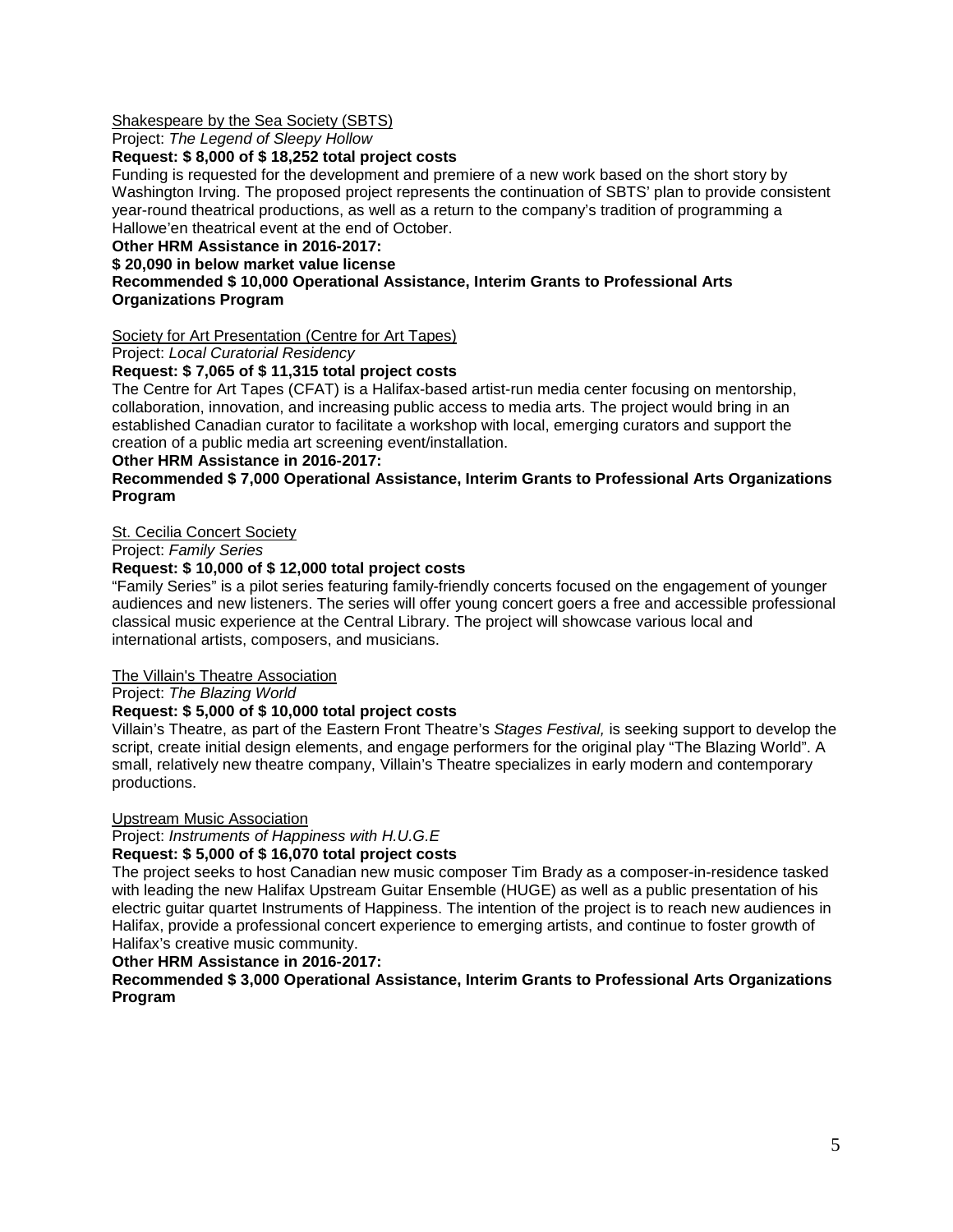Shakespeare by the Sea Society (SBTS)

Project: *The Legend of Sleepy Hollow*

**Request: $ 8,000 of $ 18,252 total project costs**

Funding is requested for the development and premiere of a new work based on the short story by Washington Irving. The proposed project represents the continuation of SBTS' plan to provide consistent year-round theatrical productions, as well as a return to the company's tradition of programming a Hallowe'en theatrical event at the end of October.

**Other HRM Assistance in 2016-2017:**

**$ 20,090 in below market value license**

**Recommended $ 10,000 Operational Assistance, Interim Grants to Professional Arts Organizations Program**

Society for Art Presentation (Centre for Art Tapes)

Project: *Local Curatorial Residency*

**Request: $ 7,065 of $ 11,315 total project costs**

The Centre for Art Tapes (CFAT) is a Halifax-based artist-run media center focusing on mentorship, collaboration, innovation, and increasing public access to media arts. The project would bring in an established Canadian curator to facilitate a workshop with local, emerging curators and support the creation of a public media art screening event/installation.

**Other HRM Assistance in 2016-2017:**

**Recommended $ 7,000 Operational Assistance, Interim Grants to Professional Arts Organizations Program**

St. Cecilia Concert Society

Project: *Family Series*

**Request: $ 10,000 of $ 12,000 total project costs**

"Family Series" is a pilot series featuring family-friendly concerts focused on the engagement of younger audiences and new listeners. The series will offer young concert goers a free and accessible professional classical music experience at the Central Library. The project will showcase various local and international artists, composers, and musicians.

The Villain's Theatre Association

Project: *The Blazing World*

**Request: $ 5,000 of $ 10,000 total project costs**

Villain's Theatre, as part of the Eastern Front Theatre's *Stages Festival,* is seeking support to develop the script, create initial design elements, and engage performers for the original play "The Blazing World". A small, relatively new theatre company, Villain's Theatre specializes in early modern and contemporary productions.

Upstream Music Association

Project: *Instruments of Happiness with H.U.G.E*

**Request: $ 5,000 of $ 16,070 total project costs**

The project seeks to host Canadian new music composer Tim Brady as a composer-in-residence tasked with leading the new Halifax Upstream Guitar Ensemble (HUGE) as well as a public presentation of his electric guitar quartet Instruments of Happiness. The intention of the project is to reach new audiences in Halifax, provide a professional concert experience to emerging artists, and continue to foster growth of Halifax's creative music community.

**Other HRM Assistance in 2016-2017:**

**Recommended $ 3,000 Operational Assistance, Interim Grants to Professional Arts Organizations Program**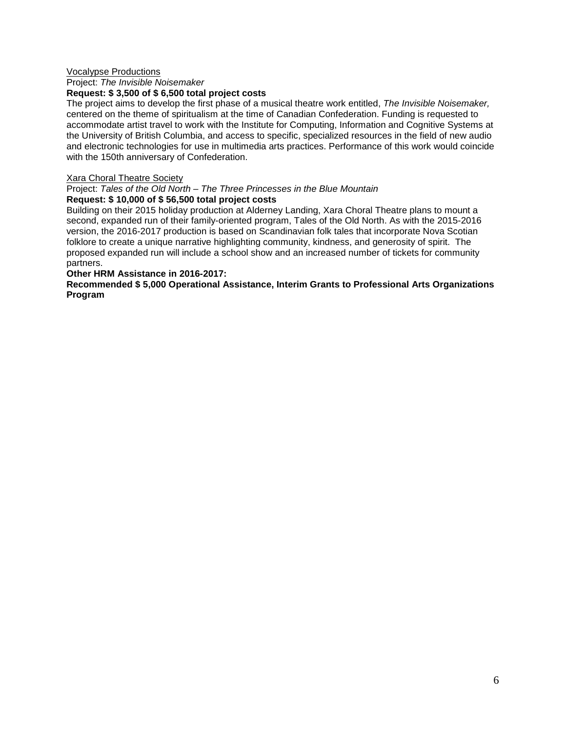Vocalypse Productions

Project: *The Invisible Noisemaker*

**Request: $ 3,500 of $ 6,500 total project costs**

The project aims to develop the first phase of a musical theatre work entitled, *The Invisible Noisemaker,* centered on the theme of spiritualism at the time of Canadian Confederation. Funding is requested to accommodate artist travel to work with the Institute for Computing, Information and Cognitive Systems at the University of British Columbia, and access to specific, specialized resources in the field of new audio and electronic technologies for use in multimedia arts practices. Performance of this work would coincide with the 150th anniversary of Confederation.

Xara Choral Theatre Society

Project: *Tales of the Old North – The Three Princesses in the Blue Mountain*

**Request: $ 10,000 of $ 56,500 total project costs**

Building on their 2015 holiday production at Alderney Landing, Xara Choral Theatre plans to mount a second, expanded run of their family-oriented program, Tales of the Old North. As with the 2015-2016 version, the 2016-2017 production is based on Scandinavian folk tales that incorporate Nova Scotian folklore to create a unique narrative highlighting community, kindness, and generosity of spirit. The proposed expanded run will include a school show and an increased number of tickets for community partners.

**Other HRM Assistance in 2016-2017:**

**Recommended $ 5,000 Operational Assistance, Interim Grants to Professional Arts Organizations Program**